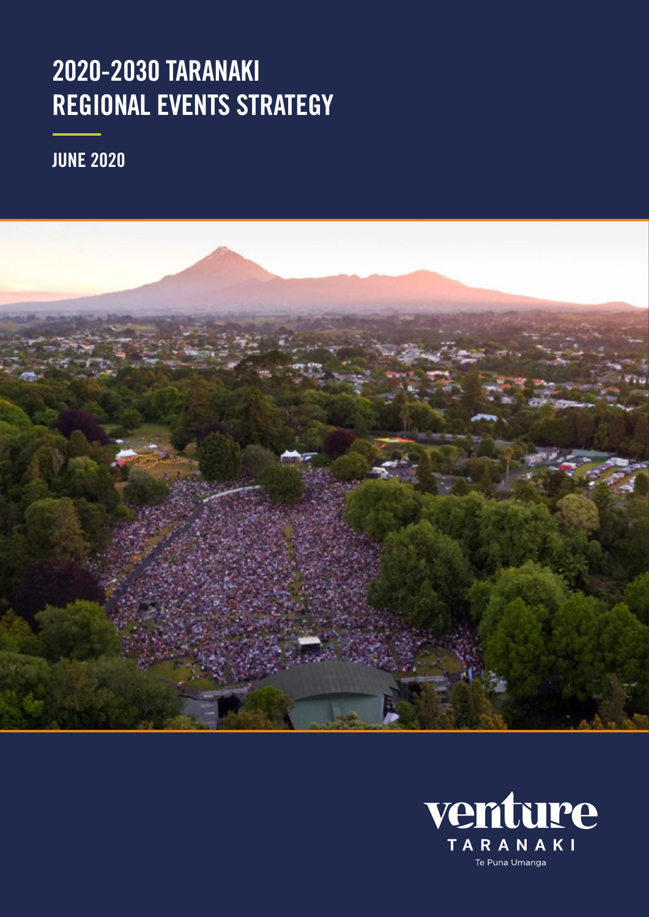# 2020-2030 TARANAKI REGIONAL EVENTS STRATEGY

## JUNE 2020

venture
TARANAKI
Te Puna Umanga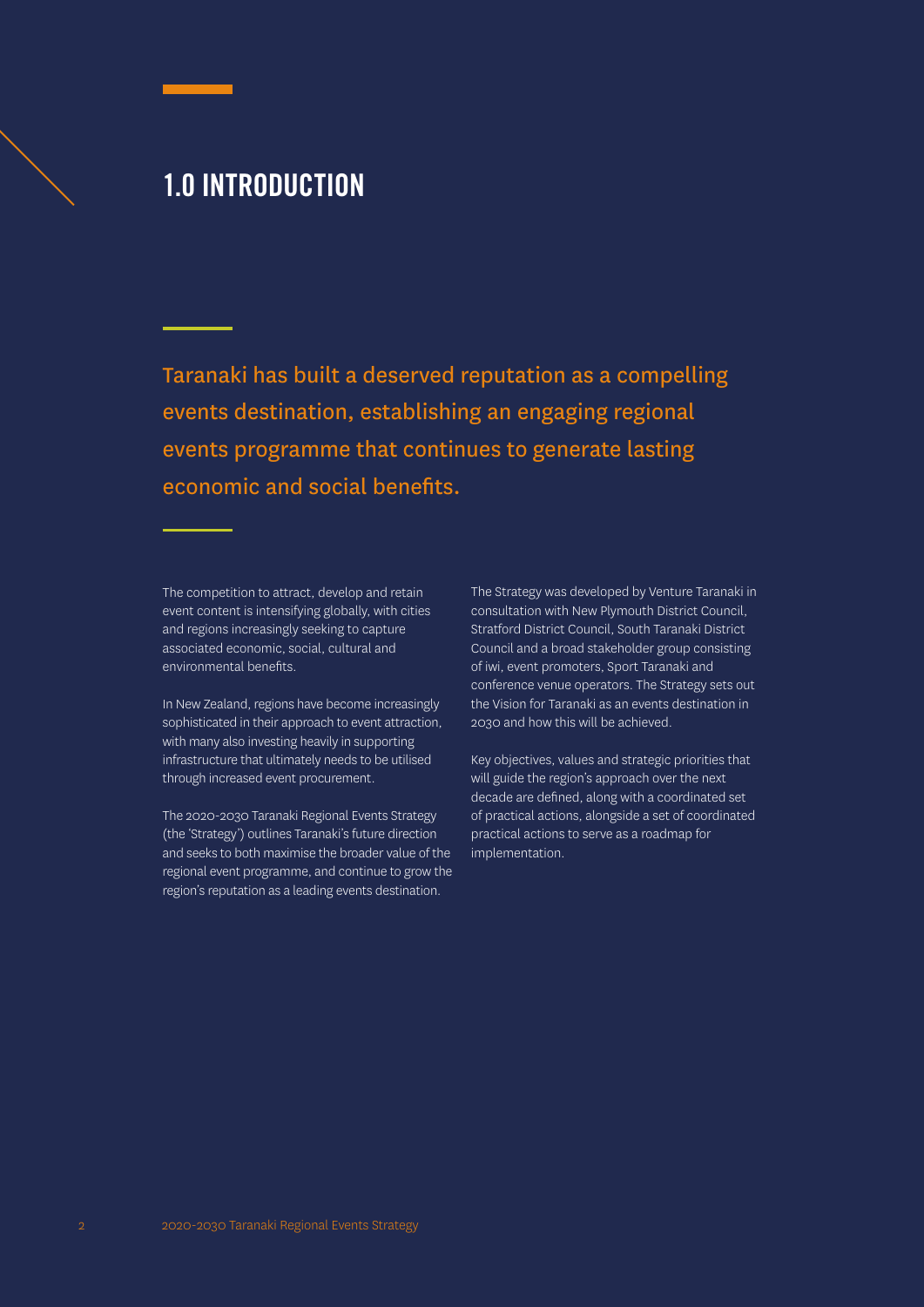# 1.0 INTRODUCTION

Taranaki has built a deserved reputation as a compelling events destination, establishing an engaging regional events programme that continues to generate lasting economic and social benefits.

The competition to attract, develop and retain event content is intensifying globally, with cities and regions increasingly seeking to capture associated economic, social, cultural and environmental benefits.

In New Zealand, regions have become increasingly sophisticated in their approach to event attraction, with many also investing heavily in supporting infrastructure that ultimately needs to be utilised through increased event procurement.

The 2020-2030 Taranaki Regional Events Strategy (the 'Strategy') outlines Taranaki's future direction and seeks to both maximise the broader value of the regional event programme, and continue to grow the region's reputation as a leading events destination.

The Strategy was developed by Venture Taranaki in consultation with New Plymouth District Council, Stratford District Council, South Taranaki District Council and a broad stakeholder group consisting of iwi, event promoters, Sport Taranaki and conference venue operators. The Strategy sets out the Vision for Taranaki as an events destination in 2030 and how this will be achieved.

Key objectives, values and strategic priorities that will guide the region's approach over the next decade are defined, along with a coordinated set of practical actions, alongside a set of coordinated practical actions to serve as a roadmap for implementation.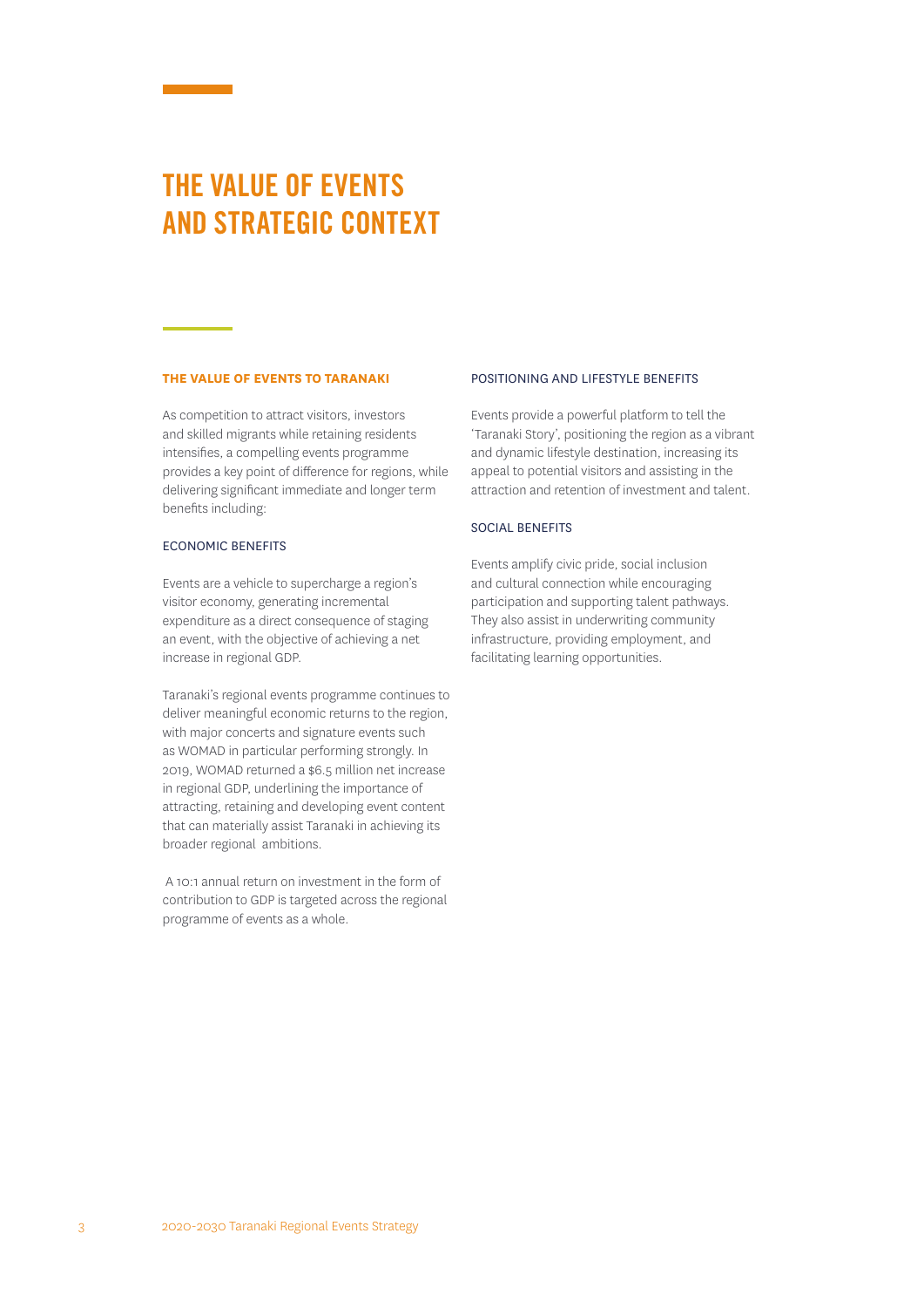# THE VALUE OF EVENTS AND STRATEGIC CONTEXT

### THE VALUE OF EVENTS TO TARANAKI

As competition to attract visitors, investors and skilled migrants while retaining residents intensifies, a compelling events programme provides a key point of difference for regions, while delivering significant immediate and longer term benefits including:

#### ECONOMIC BENEFITS

Events are a vehicle to supercharge a region's visitor economy, generating incremental expenditure as a direct consequence of staging an event, with the objective of achieving a net increase in regional GDP.

Taranaki's regional events programme continues to deliver meaningful economic returns to the region, with major concerts and signature events such as WOMAD in particular performing strongly. In 2019, WOMAD returned a $6.5 million net increase in regional GDP, underlining the importance of attracting, retaining and developing event content that can materially assist Taranaki in achieving its broader regional ambitions.

A 10:1 annual return on investment in the form of contribution to GDP is targeted across the regional programme of events as a whole.

#### POSITIONING AND LIFESTYLE BENEFITS

Events provide a powerful platform to tell the 'Taranaki Story', positioning the region as a vibrant and dynamic lifestyle destination, increasing its appeal to potential visitors and assisting in the attraction and retention of investment and talent.

#### SOCIAL BENEFITS

Events amplify civic pride, social inclusion and cultural connection while encouraging participation and supporting talent pathways. They also assist in underwriting community infrastructure, providing employment, and facilitating learning opportunities.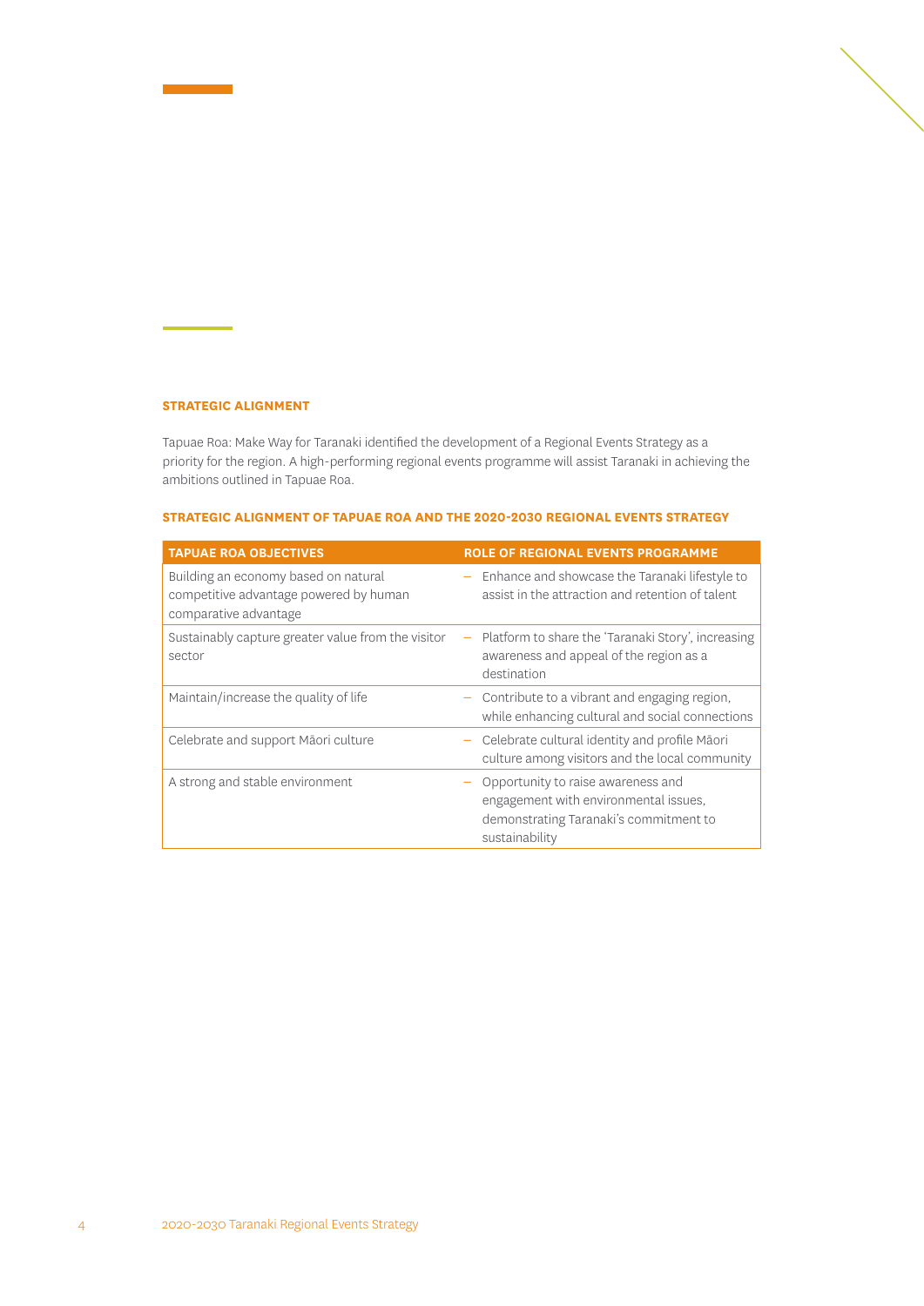## STRATEGIC ALIGNMENT

Tapuae Roa: Make Way for Taranaki identified the development of a Regional Events Strategy as a priority for the region. A high-performing regional events programme will assist Taranaki in achieving the ambitions outlined in Tapuae Roa.

### STRATEGIC ALIGNMENT OF TAPUAE ROA AND THE 2020-2030 REGIONAL EVENTS STRATEGY

| TAPUAE ROA OBJECTIVES | ROLE OF REGIONAL EVENTS PROGRAMME |
|---|---|
| Building an economy based on natural competitive advantage powered by human comparative advantage | – Enhance and showcase the Taranaki lifestyle to assist in the attraction and retention of talent |
| Sustainably capture greater value from the visitor sector | – Platform to share the 'Taranaki Story', increasing awareness and appeal of the region as a destination |
| Maintain/increase the quality of life | – Contribute to a vibrant and engaging region, while enhancing cultural and social connections |
| Celebrate and support Māori culture | – Celebrate cultural identity and profile Māori culture among visitors and the local community |
| A strong and stable environment | – Opportunity to raise awareness and engagement with environmental issues, demonstrating Taranaki's commitment to sustainability |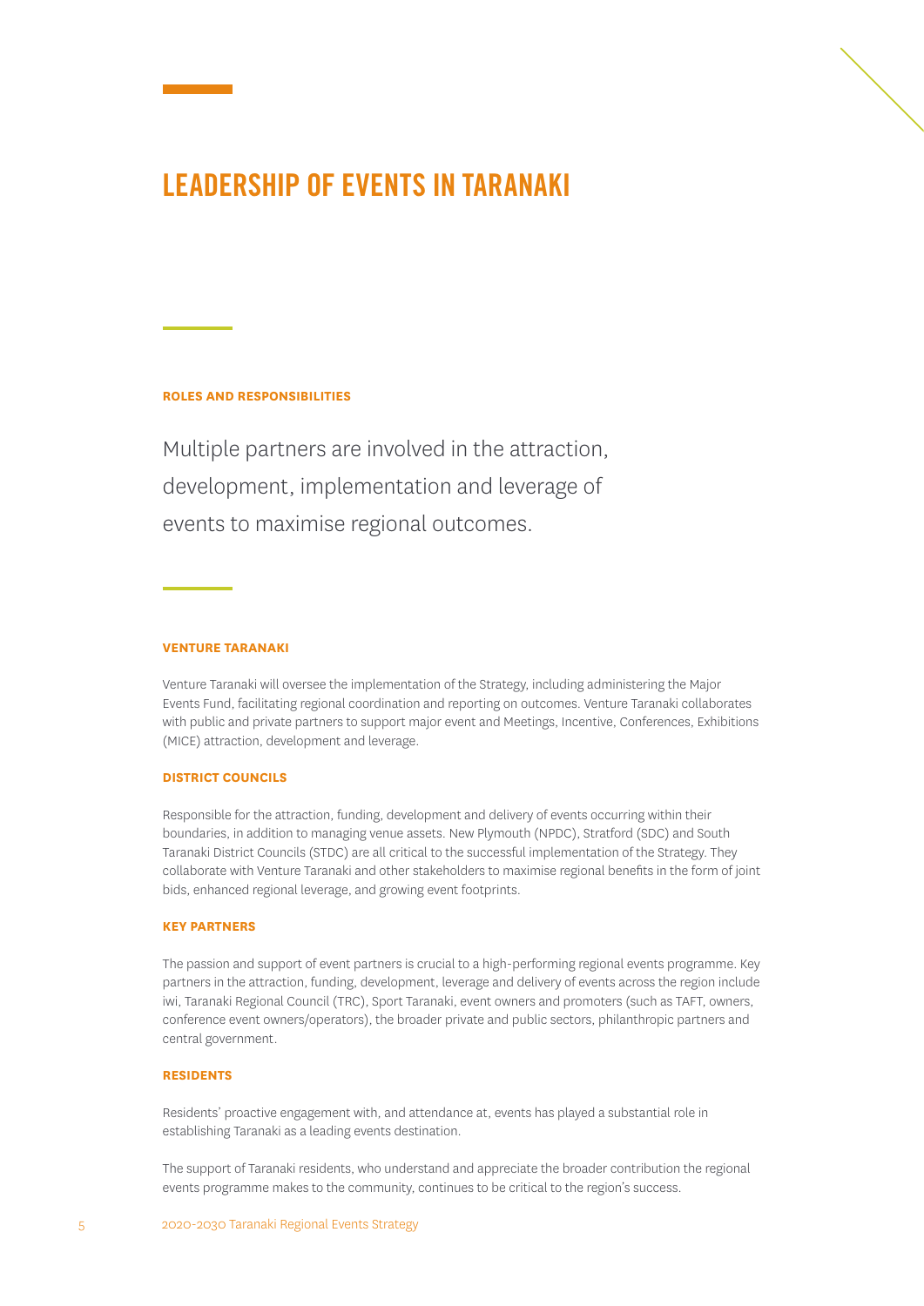# LEADERSHIP OF EVENTS IN TARANAKI

### ROLES AND RESPONSIBILITIES

Multiple partners are involved in the attraction, development, implementation and leverage of events to maximise regional outcomes.

### VENTURE TARANAKI

Venture Taranaki will oversee the implementation of the Strategy, including administering the Major Events Fund, facilitating regional coordination and reporting on outcomes. Venture Taranaki collaborates with public and private partners to support major event and Meetings, Incentive, Conferences, Exhibitions (MICE) attraction, development and leverage.

### DISTRICT COUNCILS

Responsible for the attraction, funding, development and delivery of events occurring within their boundaries, in addition to managing venue assets. New Plymouth (NPDC), Stratford (SDC) and South Taranaki District Councils (STDC) are all critical to the successful implementation of the Strategy. They collaborate with Venture Taranaki and other stakeholders to maximise regional benefits in the form of joint bids, enhanced regional leverage, and growing event footprints.

### KEY PARTNERS

The passion and support of event partners is crucial to a high-performing regional events programme. Key partners in the attraction, funding, development, leverage and delivery of events across the region include iwi, Taranaki Regional Council (TRC), Sport Taranaki, event owners and promoters (such as TAFT, owners, conference event owners/operators), the broader private and public sectors, philanthropic partners and central government.

### RESIDENTS

Residents' proactive engagement with, and attendance at, events has played a substantial role in establishing Taranaki as a leading events destination.

The support of Taranaki residents, who understand and appreciate the broader contribution the regional events programme makes to the community, continues to be critical to the region's success.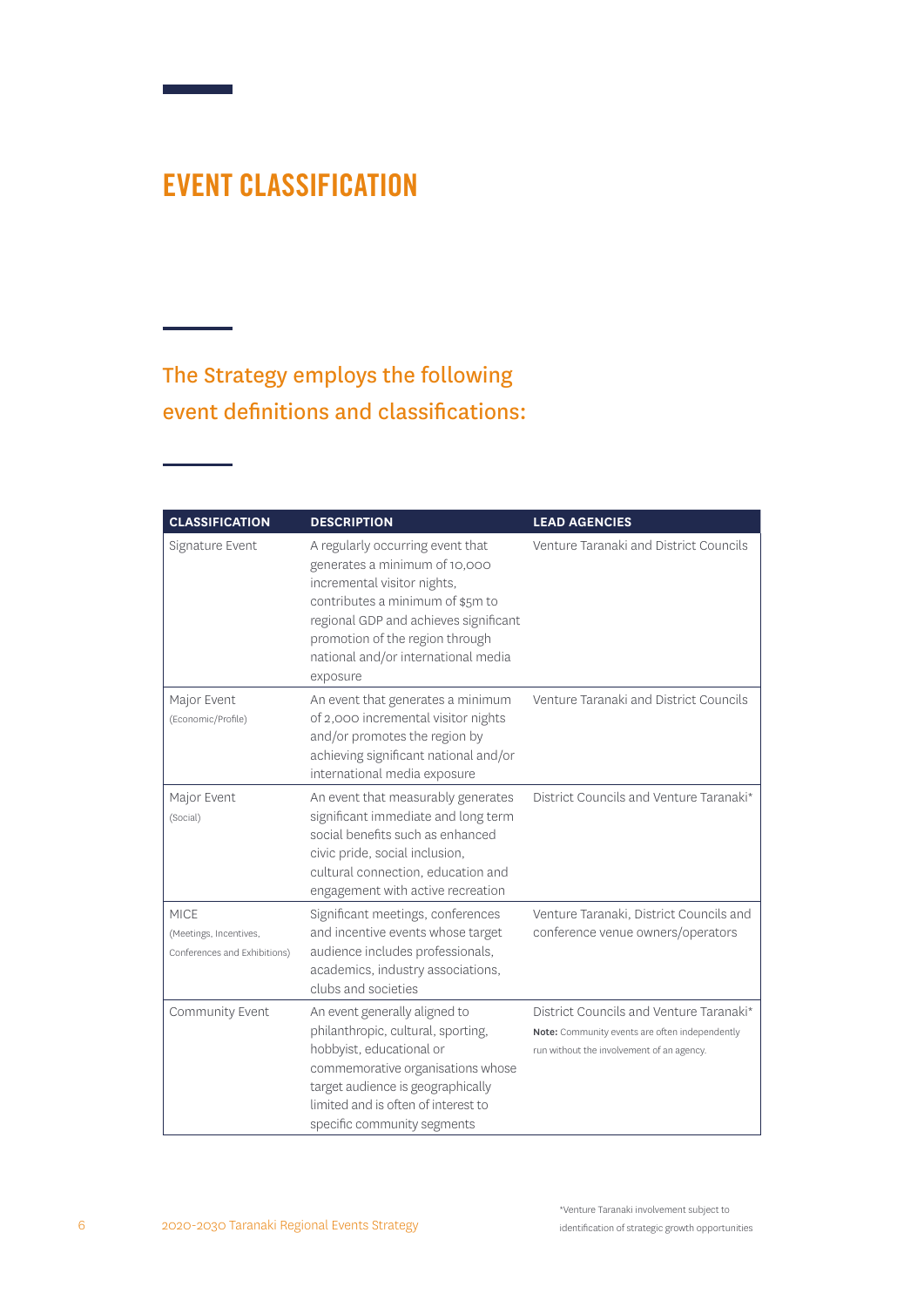# EVENT CLASSIFICATION

## The Strategy employs the following event definitions and classifications:

| CLASSIFICATION | DESCRIPTION | LEAD AGENCIES |
|---|---|---|
| Signature Event | A regularly occurring event that generates a minimum of 10,000 incremental visitor nights, contributes a minimum of $5m to regional GDP and achieves significant promotion of the region through national and/or international media exposure | Venture Taranaki and District Councils |
| Major Event (Economic/Profile) | An event that generates a minimum of 2,000 incremental visitor nights and/or promotes the region by achieving significant national and/or international media exposure | Venture Taranaki and District Councils |
| Major Event (Social) | An event that measurably generates significant immediate and long term social benefits such as enhanced civic pride, social inclusion, cultural connection, education and engagement with active recreation | District Councils and Venture Taranaki* |
| MICE (Meetings, Incentives, Conferences and Exhibitions) | Significant meetings, conferences and incentive events whose target audience includes professionals, academics, industry associations, clubs and societies | Venture Taranaki, District Councils and conference venue owners/operators |
| Community Event | An event generally aligned to philanthropic, cultural, sporting, hobbyist, educational or commemorative organisations whose target audience is geographically limited and is often of interest to specific community segments | District Councils and Venture Taranaki* **Note:** Community events are often independently run without the involvement of an agency. |

*Venture Taranaki involvement subject to identification of strategic growth opportunities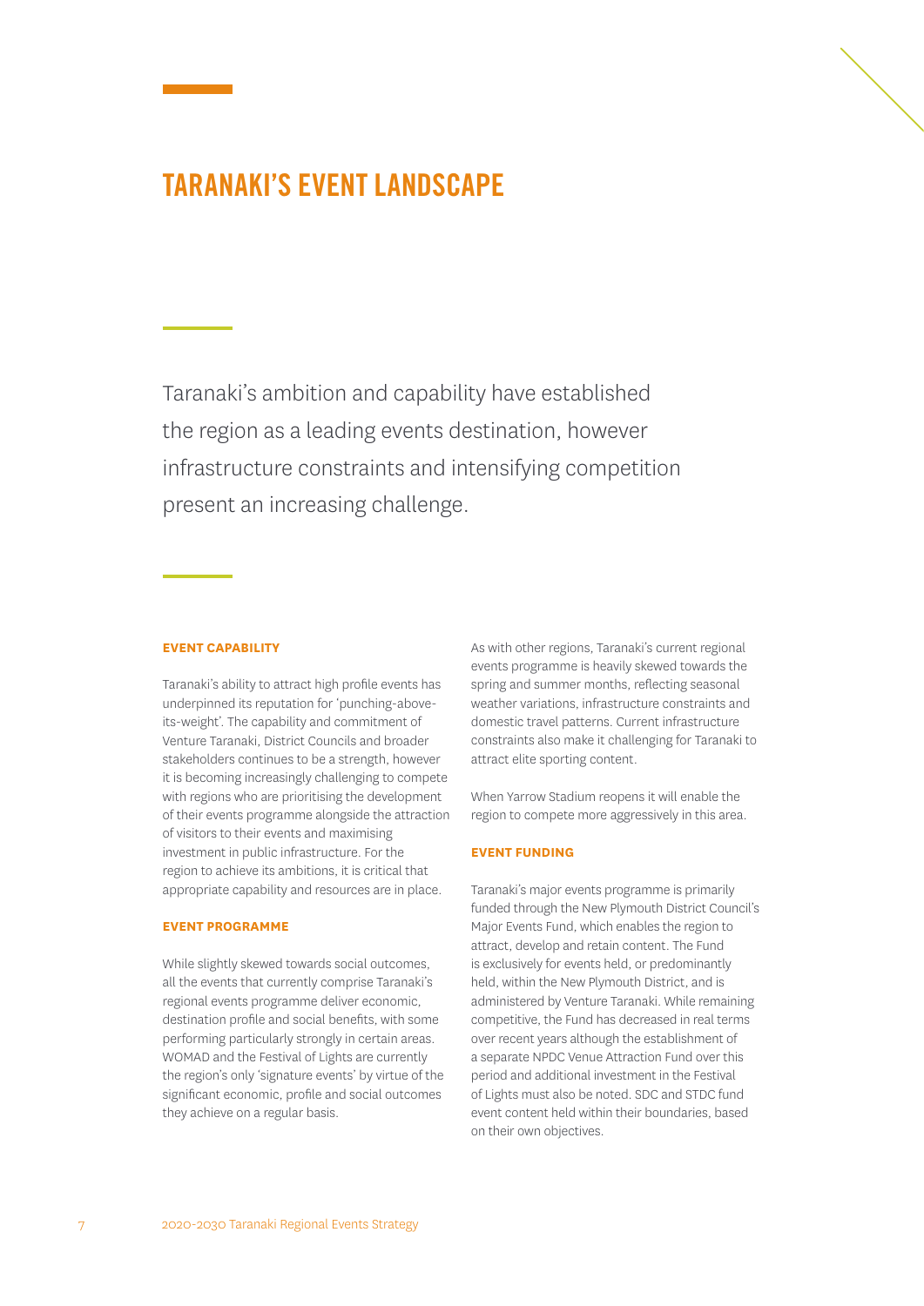# TARANAKI'S EVENT LANDSCAPE

Taranaki's ambition and capability have established the region as a leading events destination, however infrastructure constraints and intensifying competition present an increasing challenge.

### EVENT CAPABILITY

Taranaki's ability to attract high profile events has underpinned its reputation for 'punching-above-its-weight'. The capability and commitment of Venture Taranaki, District Councils and broader stakeholders continues to be a strength, however it is becoming increasingly challenging to compete with regions who are prioritising the development of their events programme alongside the attraction of visitors to their events and maximising investment in public infrastructure. For the region to achieve its ambitions, it is critical that appropriate capability and resources are in place.

### EVENT PROGRAMME

While slightly skewed towards social outcomes, all the events that currently comprise Taranaki's regional events programme deliver economic, destination profile and social benefits, with some performing particularly strongly in certain areas. WOMAD and the Festival of Lights are currently the region's only 'signature events' by virtue of the significant economic, profile and social outcomes they achieve on a regular basis.

As with other regions, Taranaki's current regional events programme is heavily skewed towards the spring and summer months, reflecting seasonal weather variations, infrastructure constraints and domestic travel patterns. Current infrastructure constraints also make it challenging for Taranaki to attract elite sporting content.

When Yarrow Stadium reopens it will enable the region to compete more aggressively in this area.

### EVENT FUNDING

Taranaki's major events programme is primarily funded through the New Plymouth District Council's Major Events Fund, which enables the region to attract, develop and retain content. The Fund is exclusively for events held, or predominantly held, within the New Plymouth District, and is administered by Venture Taranaki. While remaining competitive, the Fund has decreased in real terms over recent years although the establishment of a separate NPDC Venue Attraction Fund over this period and additional investment in the Festival of Lights must also be noted. SDC and STDC fund event content held within their boundaries, based on their own objectives.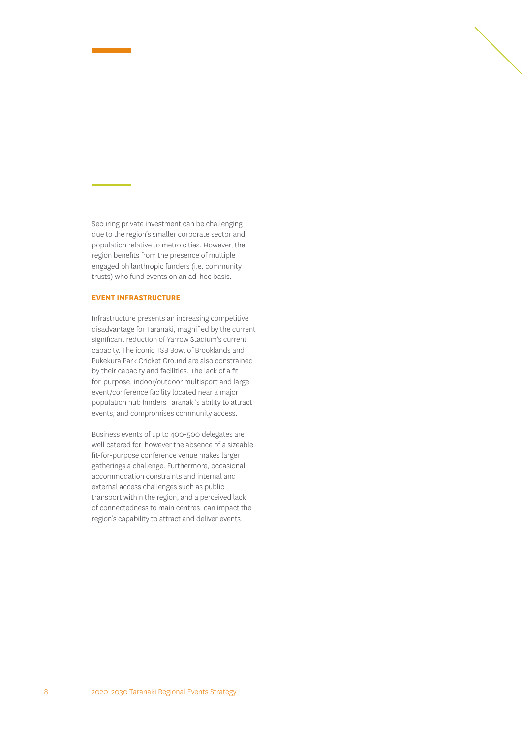Securing private investment can be challenging due to the region's smaller corporate sector and population relative to metro cities. However, the region benefits from the presence of multiple engaged philanthropic funders (i.e. community trusts) who fund events on an ad-hoc basis.

**EVENT INFRASTRUCTURE**

Infrastructure presents an increasing competitive disadvantage for Taranaki, magnified by the current significant reduction of Yarrow Stadium's current capacity. The iconic TSB Bowl of Brooklands and Pukekura Park Cricket Ground are also constrained by their capacity and facilities. The lack of a fit-for-purpose, indoor/outdoor multisport and large event/conference facility located near a major population hub hinders Taranaki's ability to attract events, and compromises community access.

Business events of up to 400-500 delegates are well catered for, however the absence of a sizeable fit-for-purpose conference venue makes larger gatherings a challenge. Furthermore, occasional accommodation constraints and internal and external access challenges such as public transport within the region, and a perceived lack of connectedness to main centres, can impact the region's capability to attract and deliver events.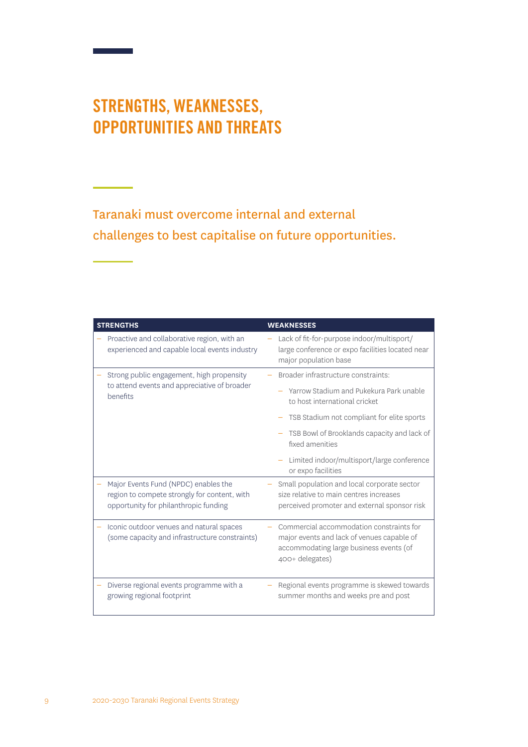# STRENGTHS, WEAKNESSES, OPPORTUNITIES AND THREATS

Taranaki must overcome internal and external challenges to best capitalise on future opportunities.

| STRENGTHS | WEAKNESSES |
|---|---|
| – Proactive and collaborative region, with an experienced and capable local events industry | – Lack of fit-for-purpose indoor/multisport/ large conference or expo facilities located near major population base |
| – Strong public engagement, high propensity to attend events and appreciative of broader benefits | – Broader infrastructure constraints:<br>– Yarrow Stadium and Pukekura Park unable to host international cricket<br>– TSB Stadium not compliant for elite sports<br>– TSB Bowl of Brooklands capacity and lack of fixed amenities<br>– Limited indoor/multisport/large conference or expo facilities |
| – Major Events Fund (NPDC) enables the region to compete strongly for content, with opportunity for philanthropic funding | – Small population and local corporate sector size relative to main centres increases perceived promoter and external sponsor risk |
| – Iconic outdoor venues and natural spaces (some capacity and infrastructure constraints) | – Commercial accommodation constraints for major events and lack of venues capable of accommodating large business events (of 400+ delegates) |
| – Diverse regional events programme with a growing regional footprint | – Regional events programme is skewed towards summer months and weeks pre and post |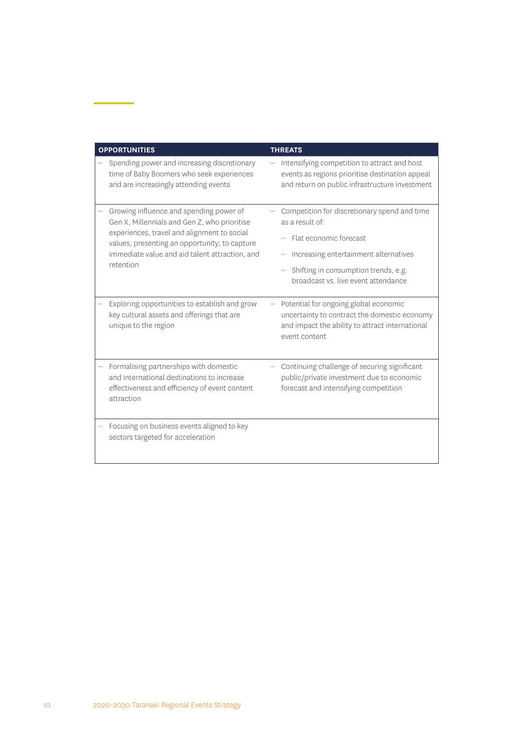| OPPORTUNITIES | THREATS |
|---|---|
| – Spending power and increasing discretionary time of Baby Boomers who seek experiences and are increasingly attending events | – Intensifying competition to attract and host events as regions prioritise destination appeal and return on public infrastructure investment |
| – Growing influence and spending power of Gen X, Millennials and Gen Z, who prioritise experiences, travel and alignment to social values, presenting an opportunity; to capture immediate value and aid talent attraction, and retention | – Competition for discretionary spend and time as a result of: <br> – Flat economic forecast <br> – Increasing entertainment alternatives <br> – Shifting in consumption trends, e.g. broadcast vs. live event attendance |
| – Exploring opportunities to establish and grow key cultural assets and offerings that are unique to the region | – Potential for ongoing global economic uncertainty to contract the domestic economy and impact the ability to attract international event content |
| – Formalising partnerships with domestic and international destinations to increase effectiveness and efficiency of event content attraction | – Continuing challenge of securing significant public/private investment due to economic forecast and intensifying competition |
| – Focusing on business events aligned to key sectors targeted for acceleration | |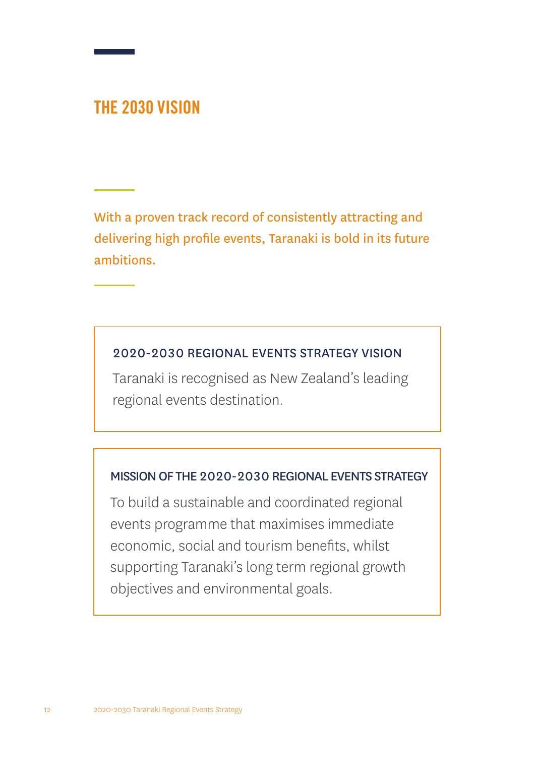# THE 2030 VISION

**With a proven track record of consistently attracting and delivering high profile events, Taranaki is bold in its future ambitions.**

### 2020-2030 REGIONAL EVENTS STRATEGY VISION

Taranaki is recognised as New Zealand's leading regional events destination.

### MISSION OF THE 2020-2030 REGIONAL EVENTS STRATEGY

To build a sustainable and coordinated regional events programme that maximises immediate economic, social and tourism benefits, whilst supporting Taranaki's long term regional growth objectives and environmental goals.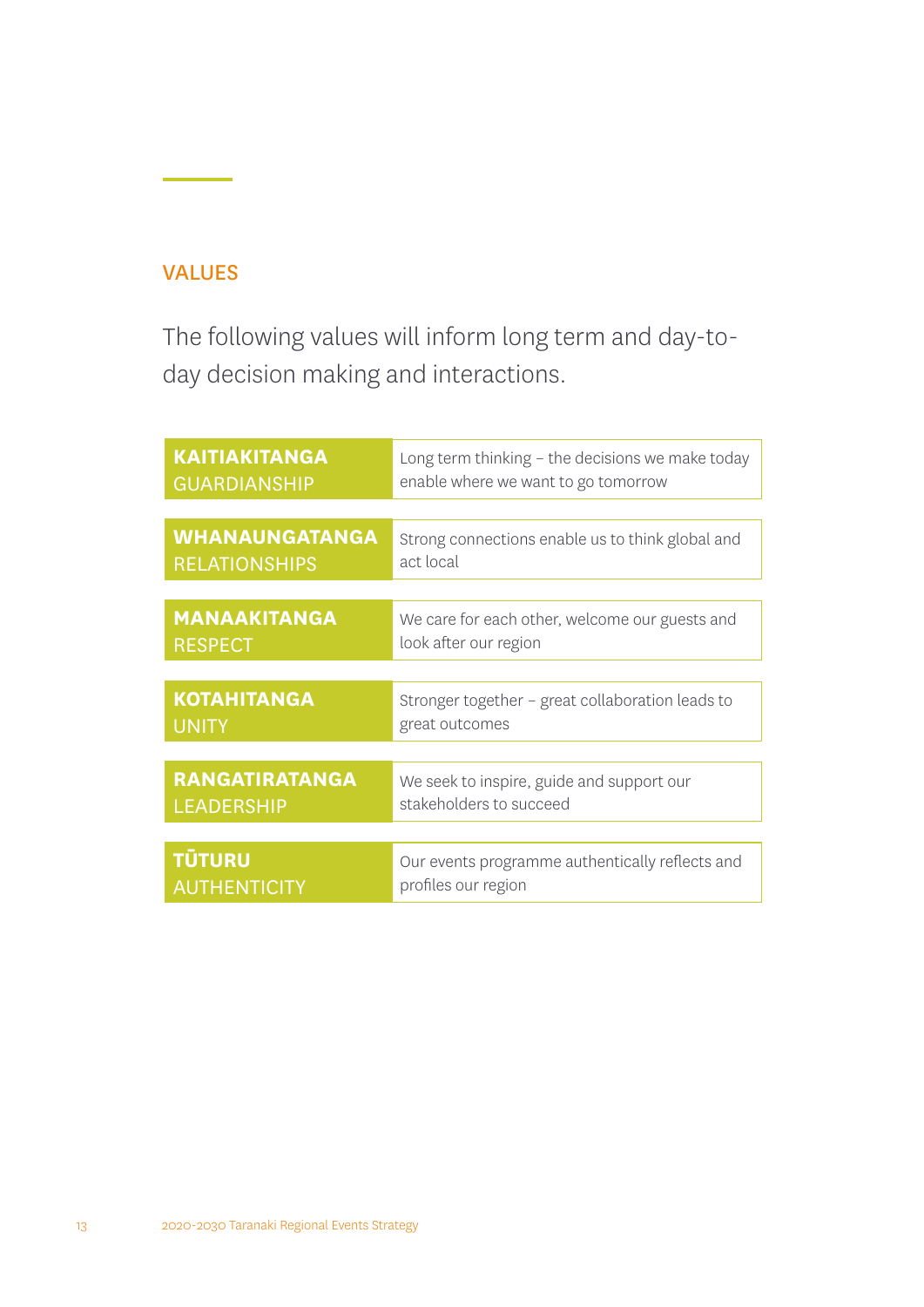## VALUES

The following values will inform long term and day-to-day decision making and interactions.

| | |
|---|---|
| **KAITIAKITANGA** GUARDIANSHIP | Long term thinking – the decisions we make today enable where we want to go tomorrow |
| **WHANAUNGATANGA** RELATIONSHIPS | Strong connections enable us to think global and act local |
| **MANAAKITANGA** RESPECT | We care for each other, welcome our guests and look after our region |
| **KOTAHITANGA** UNITY | Stronger together – great collaboration leads to great outcomes |
| **RANGATIRATANGA** LEADERSHIP | We seek to inspire, guide and support our stakeholders to succeed |
| **TŪTURU** AUTHENTICITY | Our events programme authentically reflects and profiles our region |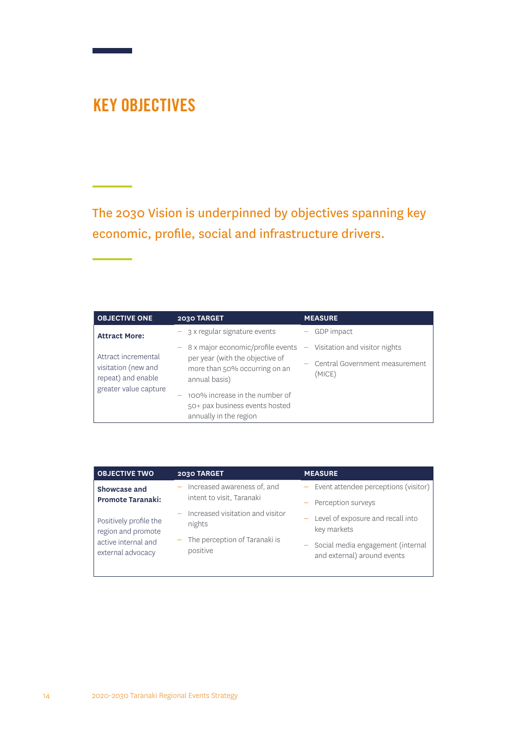# KEY OBJECTIVES

The 2030 Vision is underpinned by objectives spanning key economic, profile, social and infrastructure drivers.

| OBJECTIVE ONE | 2030 TARGET | MEASURE |
|---|---|---|
| **Attract More:**<br><br>Attract incremental visitation (new and repeat) and enable greater value capture | – 3 x regular signature events<br>– 8 x major economic/profile events per year (with the objective of more than 50% occurring on an annual basis)<br>– 100% increase in the number of 50+ pax business events hosted annually in the region | – GDP impact<br>– Visitation and visitor nights<br>– Central Government measurement (MICE) |

| OBJECTIVE TWO | 2030 TARGET | MEASURE |
|---|---|---|
| **Showcase and Promote Taranaki:**<br><br>Positively profile the region and promote active internal and external advocacy | – Increased awareness of, and intent to visit, Taranaki<br>– Increased visitation and visitor nights<br>– The perception of Taranaki is positive | – Event attendee perceptions (visitor)<br>– Perception surveys<br>– Level of exposure and recall into key markets<br>– Social media engagement (internal and external) around events |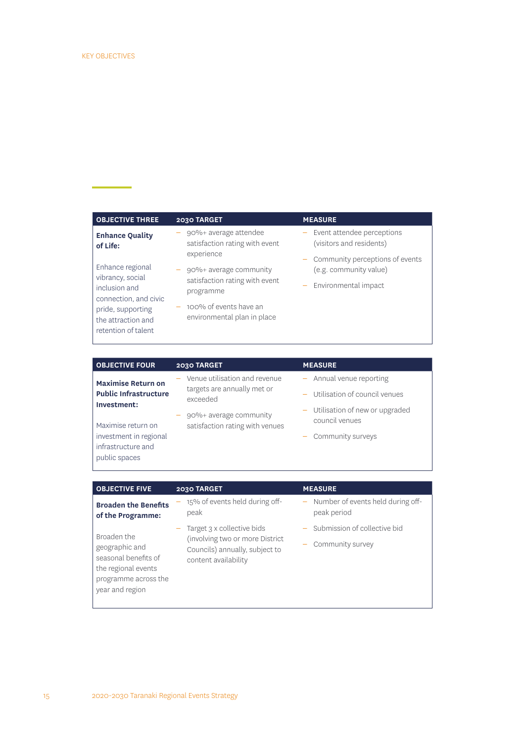KEY OBJECTIVES

| OBJECTIVE THREE | 2030 TARGET | MEASURE |
|---|---|---|
| **Enhance Quality of Life:**<br><br>Enhance regional vibrancy, social inclusion and connection, and civic pride, supporting the attraction and retention of talent | – 90%+ average attendee satisfaction rating with event experience<br>– 90%+ average community satisfaction rating with event programme<br>– 100% of events have an environmental plan in place | – Event attendee perceptions (visitors and residents)<br>– Community perceptions of events (e.g. community value)<br>– Environmental impact |

| OBJECTIVE FOUR | 2030 TARGET | MEASURE |
|---|---|---|
| **Maximise Return on Public Infrastructure Investment:**<br><br>Maximise return on investment in regional infrastructure and public spaces | – Venue utilisation and revenue targets are annually met or exceeded<br>– 90%+ average community satisfaction rating with venues | – Annual venue reporting<br>– Utilisation of council venues<br>– Utilisation of new or upgraded council venues<br>– Community surveys |

| OBJECTIVE FIVE | 2030 TARGET | MEASURE |
|---|---|---|
| **Broaden the Benefits of the Programme:**<br><br>Broaden the geographic and seasonal benefits of the regional events programme across the year and region | – 15% of events held during off-peak<br>– Target 3 x collective bids (involving two or more District Councils) annually, subject to content availability | – Number of events held during off-peak period<br>– Submission of collective bid<br>– Community survey |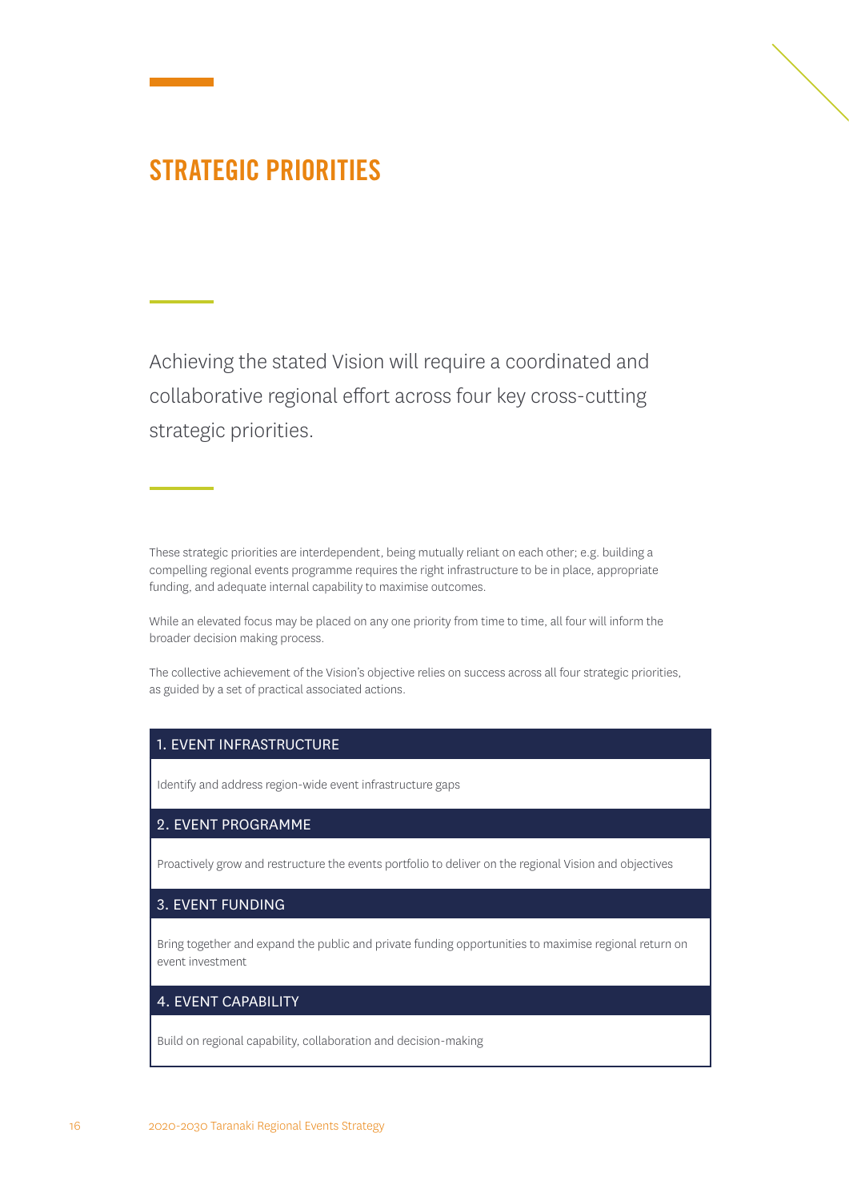# STRATEGIC PRIORITIES

Achieving the stated Vision will require a coordinated and collaborative regional effort across four key cross-cutting strategic priorities.

These strategic priorities are interdependent, being mutually reliant on each other; e.g. building a compelling regional events programme requires the right infrastructure to be in place, appropriate funding, and adequate internal capability to maximise outcomes.

While an elevated focus may be placed on any one priority from time to time, all four will inform the broader decision making process.

The collective achievement of the Vision's objective relies on success across all four strategic priorities, as guided by a set of practical associated actions.

| 1. EVENT INFRASTRUCTURE |
|---|
| Identify and address region-wide event infrastructure gaps |
| **2. EVENT PROGRAMME** |
| Proactively grow and restructure the events portfolio to deliver on the regional Vision and objectives |
| **3. EVENT FUNDING** |
| Bring together and expand the public and private funding opportunities to maximise regional return on event investment |
| **4. EVENT CAPABILITY** |
| Build on regional capability, collaboration and decision-making |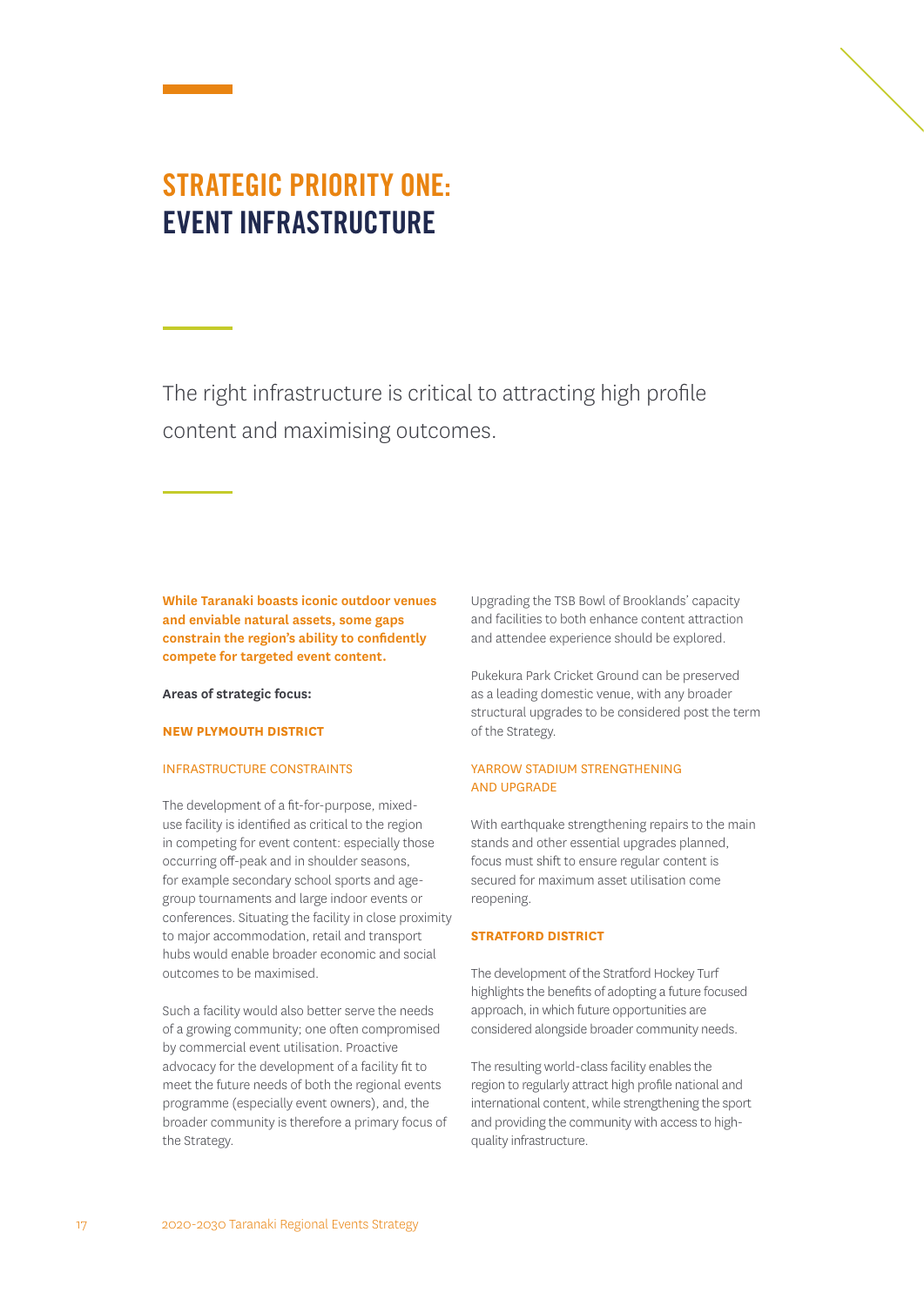# STRATEGIC PRIORITY ONE: EVENT INFRASTRUCTURE

The right infrastructure is critical to attracting high profile content and maximising outcomes.

**While Taranaki boasts iconic outdoor venues and enviable natural assets, some gaps constrain the region's ability to confidently compete for targeted event content.**

**Areas of strategic focus:**

### NEW PLYMOUTH DISTRICT

#### INFRASTRUCTURE CONSTRAINTS

The development of a fit-for-purpose, mixed-use facility is identified as critical to the region in competing for event content: especially those occurring off-peak and in shoulder seasons, for example secondary school sports and age-group tournaments and large indoor events or conferences. Situating the facility in close proximity to major accommodation, retail and transport hubs would enable broader economic and social outcomes to be maximised.

Such a facility would also better serve the needs of a growing community; one often compromised by commercial event utilisation. Proactive advocacy for the development of a facility fit to meet the future needs of both the regional events programme (especially event owners), and, the broader community is therefore a primary focus of the Strategy.

Upgrading the TSB Bowl of Brooklands' capacity and facilities to both enhance content attraction and attendee experience should be explored.

Pukekura Park Cricket Ground can be preserved as a leading domestic venue, with any broader structural upgrades to be considered post the term of the Strategy.

#### YARROW STADIUM STRENGTHENING AND UPGRADE

With earthquake strengthening repairs to the main stands and other essential upgrades planned, focus must shift to ensure regular content is secured for maximum asset utilisation come reopening.

### STRATFORD DISTRICT

The development of the Stratford Hockey Turf highlights the benefits of adopting a future focused approach, in which future opportunities are considered alongside broader community needs.

The resulting world-class facility enables the region to regularly attract high profile national and international content, while strengthening the sport and providing the community with access to high-quality infrastructure.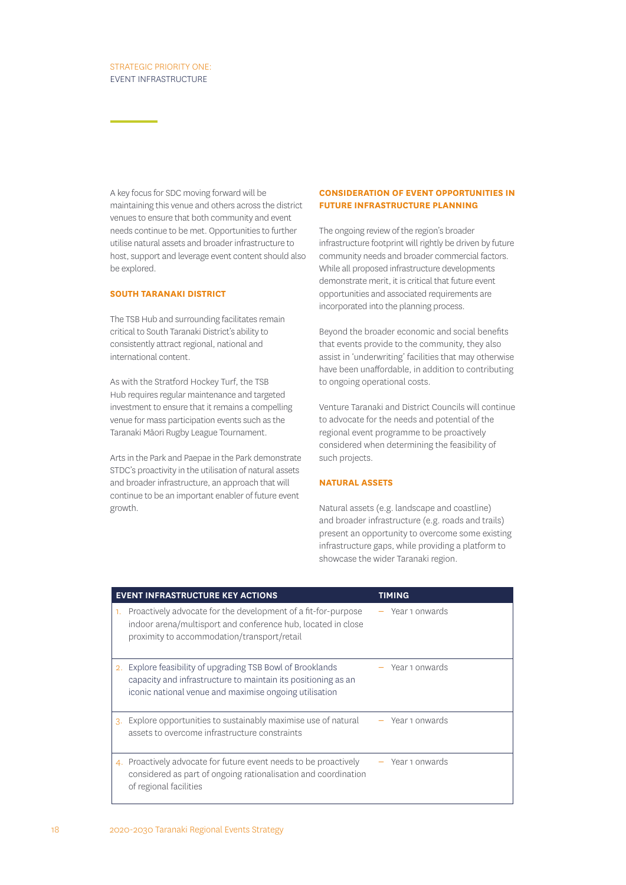STRATEGIC PRIORITY ONE:
EVENT INFRASTRUCTURE

A key focus for SDC moving forward will be maintaining this venue and others across the district venues to ensure that both community and event needs continue to be met. Opportunities to further utilise natural assets and broader infrastructure to host, support and leverage event content should also be explored.

### SOUTH TARANAKI DISTRICT

The TSB Hub and surrounding facilitates remain critical to South Taranaki District's ability to consistently attract regional, national and international content.

As with the Stratford Hockey Turf, the TSB Hub requires regular maintenance and targeted investment to ensure that it remains a compelling venue for mass participation events such as the Taranaki Māori Rugby League Tournament.

Arts in the Park and Paepae in the Park demonstrate STDC's proactivity in the utilisation of natural assets and broader infrastructure, an approach that will continue to be an important enabler of future event growth.

### CONSIDERATION OF EVENT OPPORTUNITIES IN FUTURE INFRASTRUCTURE PLANNING

The ongoing review of the region's broader infrastructure footprint will rightly be driven by future community needs and broader commercial factors. While all proposed infrastructure developments demonstrate merit, it is critical that future event opportunities and associated requirements are incorporated into the planning process.

Beyond the broader economic and social benefits that events provide to the community, they also assist in 'underwriting' facilities that may otherwise have been unaffordable, in addition to contributing to ongoing operational costs.

Venture Taranaki and District Councils will continue to advocate for the needs and potential of the regional event programme to be proactively considered when determining the feasibility of such projects.

### NATURAL ASSETS

Natural assets (e.g. landscape and coastline) and broader infrastructure (e.g. roads and trails) present an opportunity to overcome some existing infrastructure gaps, while providing a platform to showcase the wider Taranaki region.

| EVENT INFRASTRUCTURE KEY ACTIONS | TIMING |
|---|---|
| 1. Proactively advocate for the development of a fit-for-purpose indoor arena/multisport and conference hub, located in close proximity to accommodation/transport/retail | – Year 1 onwards |
| 2. Explore feasibility of upgrading TSB Bowl of Brooklands capacity and infrastructure to maintain its positioning as an iconic national venue and maximise ongoing utilisation | – Year 1 onwards |
| 3. Explore opportunities to sustainably maximise use of natural assets to overcome infrastructure constraints | – Year 1 onwards |
| 4. Proactively advocate for future event needs to be proactively considered as part of ongoing rationalisation and coordination of regional facilities | – Year 1 onwards |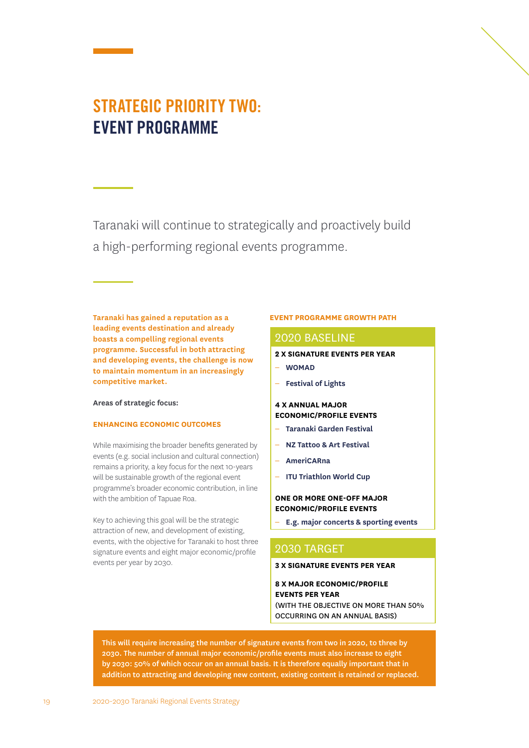# STRATEGIC PRIORITY TWO: EVENT PROGRAMME

Taranaki will continue to strategically and proactively build a high-performing regional events programme.

**Taranaki has gained a reputation as a leading events destination and already boasts a compelling regional events programme. Successful in both attracting and developing events, the challenge is now to maintain momentum in an increasingly competitive market.**

**Areas of strategic focus:**

### ENHANCING ECONOMIC OUTCOMES

While maximising the broader benefits generated by events (e.g. social inclusion and cultural connection) remains a priority, a key focus for the next 10-years will be sustainable growth of the regional event programme's broader economic contribution, in line with the ambition of Tapuae Roa.

Key to achieving this goal will be the strategic attraction of new, and development of existing, events, with the objective for Taranaki to host three signature events and eight major economic/profile events per year by 2030.

### EVENT PROGRAMME GROWTH PATH

#### 2020 BASELINE

**2 X SIGNATURE EVENTS PER YEAR**

- **WOMAD**
- **Festival of Lights**

**4 X ANNUAL MAJOR ECONOMIC/PROFILE EVENTS**

- **Taranaki Garden Festival**
- **NZ Tattoo & Art Festival**
- **AmeriCARna**
- **ITU Triathlon World Cup**

**ONE OR MORE ONE-OFF MAJOR ECONOMIC/PROFILE EVENTS**

- **E.g. major concerts & sporting events**

#### 2030 TARGET

**3 X SIGNATURE EVENTS PER YEAR**

**8 X MAJOR ECONOMIC/PROFILE EVENTS PER YEAR**
(WITH THE OBJECTIVE ON MORE THAN 50% OCCURRING ON AN ANNUAL BASIS)

**This will require increasing the number of signature events from two in 2020, to three by 2030. The number of annual major economic/profile events must also increase to eight by 2030: 50% of which occur on an annual basis. It is therefore equally important that in addition to attracting and developing new content, existing content is retained or replaced.**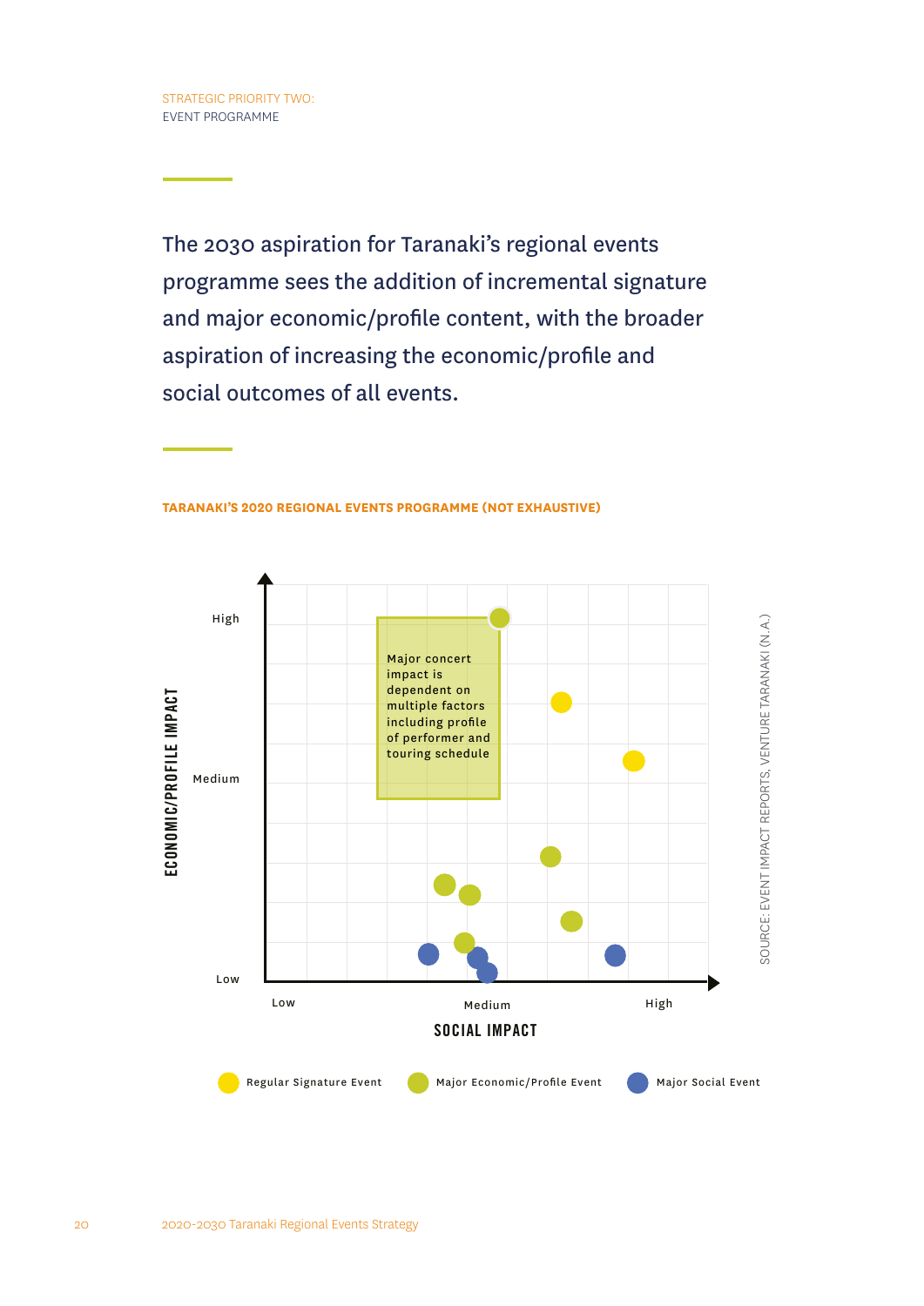STRATEGIC PRIORITY TWO:
EVENT PROGRAMME

## The 2030 aspiration for Taranaki's regional events programme sees the addition of incremental signature and major economic/profile content, with the broader aspiration of increasing the economic/profile and social outcomes of all events.

**TARANAKI'S 2020 REGIONAL EVENTS PROGRAMME (NOT EXHAUSTIVE)**

ECONOMIC/PROFILE IMPACT

High

Medium

Low

Major concert impact is dependent on multiple factors including profile of performer and touring schedule

Low

Medium

High

SOCIAL IMPACT

Regular Signature Event

Major Economic/Profile Event

Major Social Event

SOURCE: EVENT IMPACT REPORTS, VENTURE TARANAKI (N.A.)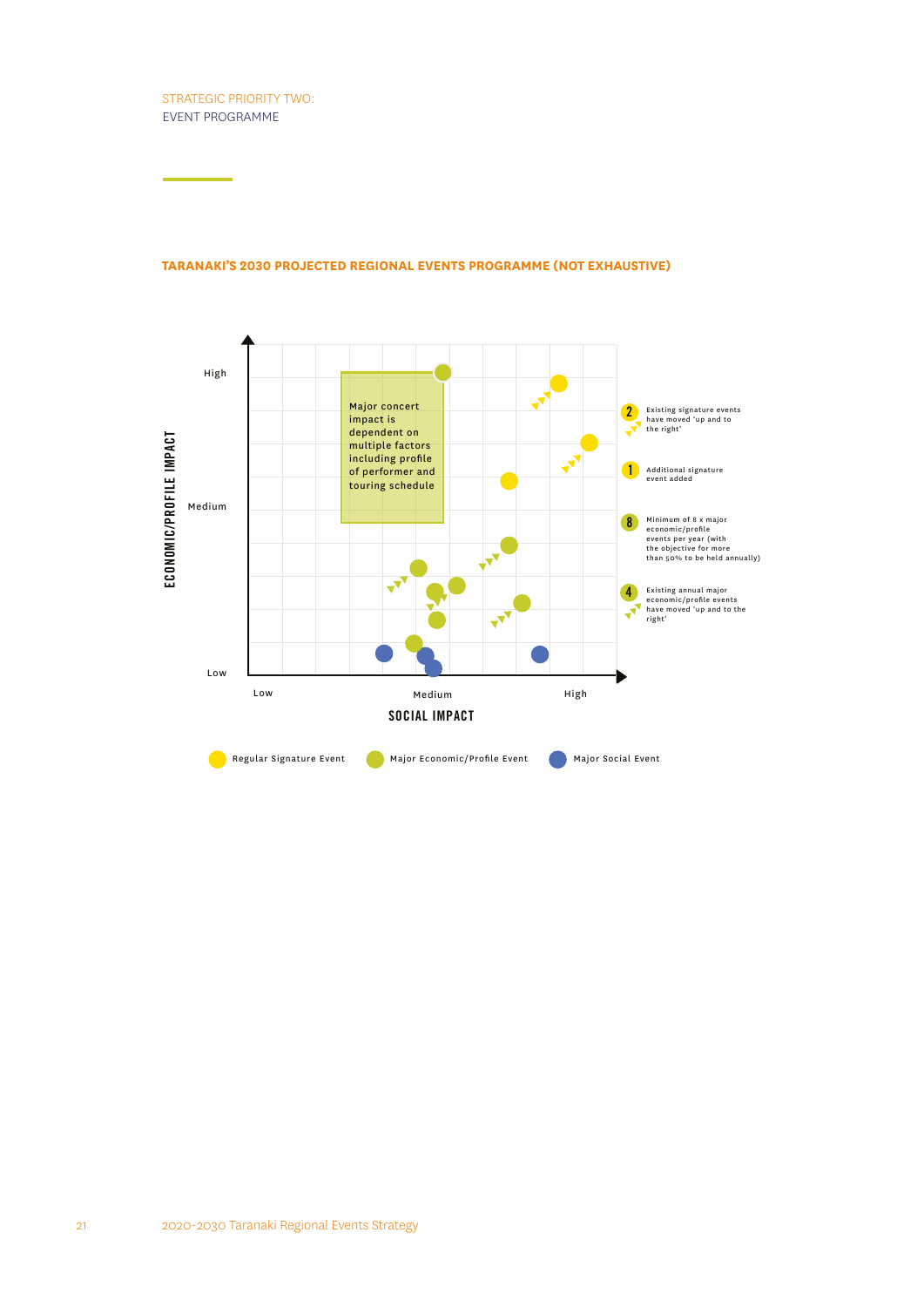STRATEGIC PRIORITY TWO:
EVENT PROGRAMME

## TARANAKI'S 2030 PROJECTED REGIONAL EVENTS PROGRAMME (NOT EXHAUSTIVE)

ECONOMIC/PROFILE IMPACT

High

Medium

Low

Major concert impact is dependent on multiple factors including profile of performer and touring schedule

Low Medium High

SOCIAL IMPACT

2 Existing signature events have moved 'up and to the right'

1 Additional signature event added

8 Minimum of 8 x major economic/profile events per year (with the objective for more than 50% to be held annually)

4 Existing annual major economic/profile events have moved 'up and to the right'

Regular Signature Event · Major Economic/Profile Event · Major Social Event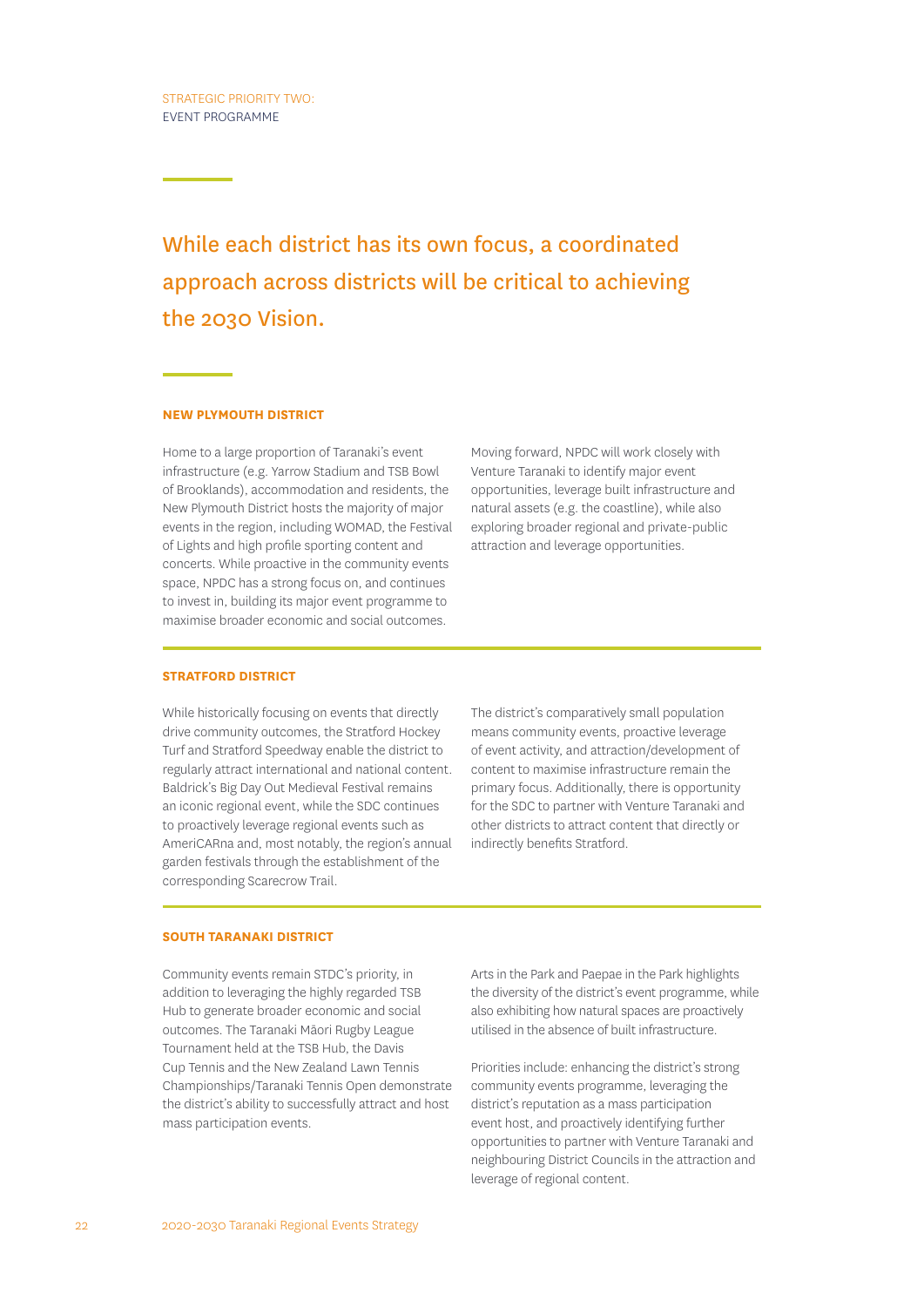STRATEGIC PRIORITY TWO:
EVENT PROGRAMME

## While each district has its own focus, a coordinated approach across districts will be critical to achieving the 2030 Vision.

### NEW PLYMOUTH DISTRICT

Home to a large proportion of Taranaki's event infrastructure (e.g. Yarrow Stadium and TSB Bowl of Brooklands), accommodation and residents, the New Plymouth District hosts the majority of major events in the region, including WOMAD, the Festival of Lights and high profile sporting content and concerts. While proactive in the community events space, NPDC has a strong focus on, and continues to invest in, building its major event programme to maximise broader economic and social outcomes.

Moving forward, NPDC will work closely with Venture Taranaki to identify major event opportunities, leverage built infrastructure and natural assets (e.g. the coastline), while also exploring broader regional and private-public attraction and leverage opportunities.

### STRATFORD DISTRICT

While historically focusing on events that directly drive community outcomes, the Stratford Hockey Turf and Stratford Speedway enable the district to regularly attract international and national content. Baldrick's Big Day Out Medieval Festival remains an iconic regional event, while the SDC continues to proactively leverage regional events such as AmeriCARna and, most notably, the region's annual garden festivals through the establishment of the corresponding Scarecrow Trail.

The district's comparatively small population means community events, proactive leverage of event activity, and attraction/development of content to maximise infrastructure remain the primary focus. Additionally, there is opportunity for the SDC to partner with Venture Taranaki and other districts to attract content that directly or indirectly benefits Stratford.

### SOUTH TARANAKI DISTRICT

Community events remain STDC's priority, in addition to leveraging the highly regarded TSB Hub to generate broader economic and social outcomes. The Taranaki Māori Rugby League Tournament held at the TSB Hub, the Davis Cup Tennis and the New Zealand Lawn Tennis Championships/Taranaki Tennis Open demonstrate the district's ability to successfully attract and host mass participation events.

Arts in the Park and Paepae in the Park highlights the diversity of the district's event programme, while also exhibiting how natural spaces are proactively utilised in the absence of built infrastructure.

Priorities include: enhancing the district's strong community events programme, leveraging the district's reputation as a mass participation event host, and proactively identifying further opportunities to partner with Venture Taranaki and neighbouring District Councils in the attraction and leverage of regional content.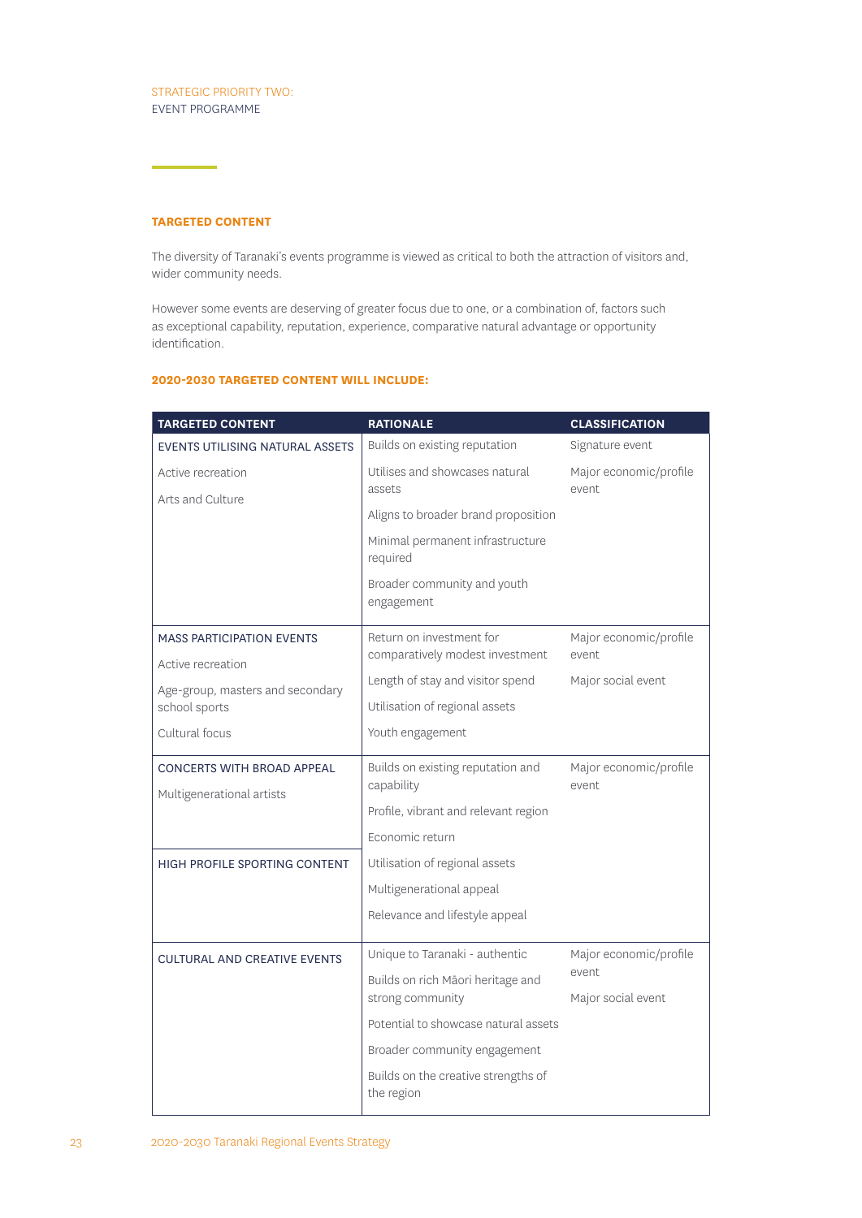STRATEGIC PRIORITY TWO:
EVENT PROGRAMME

## TARGETED CONTENT

The diversity of Taranaki's events programme is viewed as critical to both the attraction of visitors and, wider community needs.

However some events are deserving of greater focus due to one, or a combination of, factors such as exceptional capability, reputation, experience, comparative natural advantage or opportunity identification.

### 2020-2030 TARGETED CONTENT WILL INCLUDE:

| TARGETED CONTENT | RATIONALE | CLASSIFICATION |
|---|---|---|
| EVENTS UTILISING NATURAL ASSETS<br>Active recreation<br>Arts and Culture | Builds on existing reputation<br>Utilises and showcases natural assets<br>Aligns to broader brand proposition<br>Minimal permanent infrastructure required<br>Broader community and youth engagement | Signature event<br>Major economic/profile event |
| MASS PARTICIPATION EVENTS<br>Active recreation<br>Age-group, masters and secondary school sports<br>Cultural focus | Return on investment for comparatively modest investment<br>Length of stay and visitor spend<br>Utilisation of regional assets<br>Youth engagement | Major economic/profile event<br>Major social event |
| CONCERTS WITH BROAD APPEAL<br>Multigenerational artists<br><br>HIGH PROFILE SPORTING CONTENT | Builds on existing reputation and capability<br>Profile, vibrant and relevant region<br>Economic return<br>Utilisation of regional assets<br>Multigenerational appeal<br>Relevance and lifestyle appeal | Major economic/profile event |
| CULTURAL AND CREATIVE EVENTS | Unique to Taranaki - authentic<br>Builds on rich Māori heritage and strong community<br>Potential to showcase natural assets<br>Broader community engagement<br>Builds on the creative strengths of the region | Major economic/profile event<br>Major social event |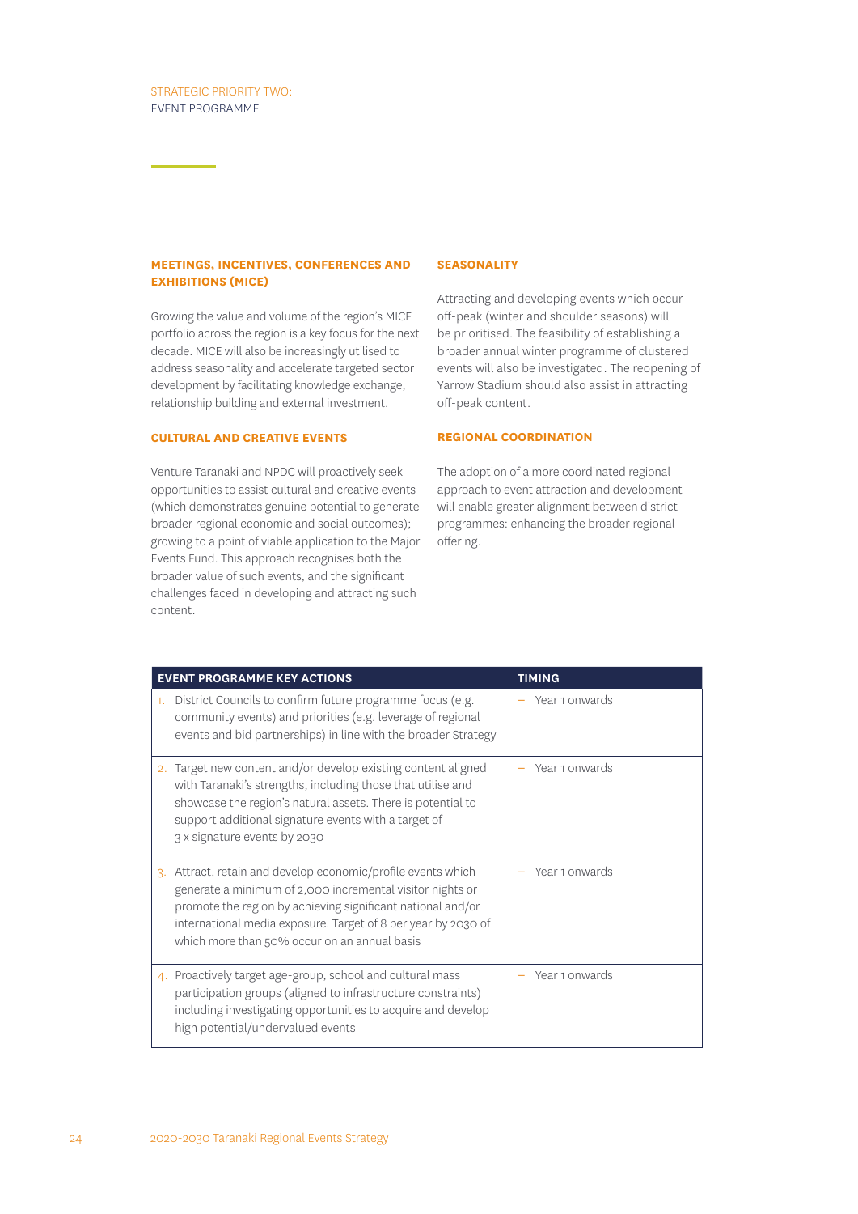STRATEGIC PRIORITY TWO:
EVENT PROGRAMME

### MEETINGS, INCENTIVES, CONFERENCES AND EXHIBITIONS (MICE)

Growing the value and volume of the region's MICE portfolio across the region is a key focus for the next decade. MICE will also be increasingly utilised to address seasonality and accelerate targeted sector development by facilitating knowledge exchange, relationship building and external investment.

### CULTURAL AND CREATIVE EVENTS

Venture Taranaki and NPDC will proactively seek opportunities to assist cultural and creative events (which demonstrates genuine potential to generate broader regional economic and social outcomes); growing to a point of viable application to the Major Events Fund. This approach recognises both the broader value of such events, and the significant challenges faced in developing and attracting such content.

### SEASONALITY

Attracting and developing events which occur off-peak (winter and shoulder seasons) will be prioritised. The feasibility of establishing a broader annual winter programme of clustered events will also be investigated. The reopening of Yarrow Stadium should also assist in attracting off-peak content.

### REGIONAL COORDINATION

The adoption of a more coordinated regional approach to event attraction and development will enable greater alignment between district programmes: enhancing the broader regional offering.

| EVENT PROGRAMME KEY ACTIONS | TIMING |
|---|---|
| 1. District Councils to confirm future programme focus (e.g. community events) and priorities (e.g. leverage of regional events and bid partnerships) in line with the broader Strategy | – Year 1 onwards |
| 2. Target new content and/or develop existing content aligned with Taranaki's strengths, including those that utilise and showcase the region's natural assets. There is potential to support additional signature events with a target of 3 x signature events by 2030 | – Year 1 onwards |
| 3. Attract, retain and develop economic/profile events which generate a minimum of 2,000 incremental visitor nights or promote the region by achieving significant national and/or international media exposure. Target of 8 per year by 2030 of which more than 50% occur on an annual basis | – Year 1 onwards |
| 4. Proactively target age-group, school and cultural mass participation groups (aligned to infrastructure constraints) including investigating opportunities to acquire and develop high potential/undervalued events | – Year 1 onwards |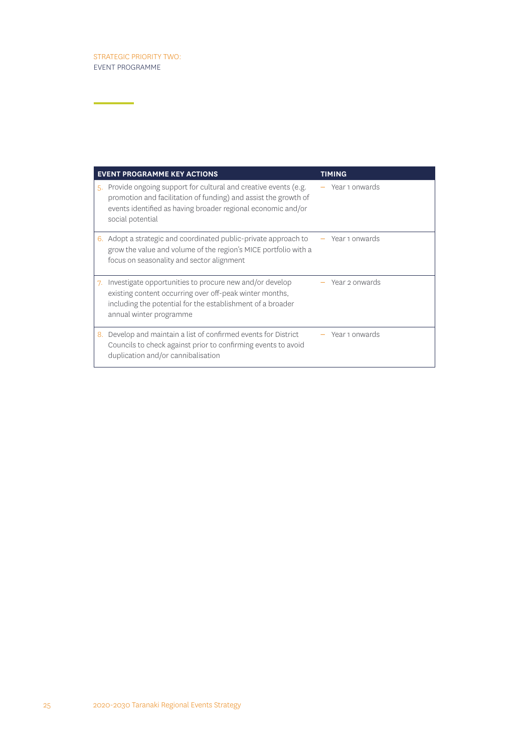STRATEGIC PRIORITY TWO:
EVENT PROGRAMME

| EVENT PROGRAMME KEY ACTIONS | TIMING |
| --- | --- |
| 5. Provide ongoing support for cultural and creative events (e.g. promotion and facilitation of funding) and assist the growth of events identified as having broader regional economic and/or social potential | – Year 1 onwards |
| 6. Adopt a strategic and coordinated public-private approach to grow the value and volume of the region's MICE portfolio with a focus on seasonality and sector alignment | – Year 1 onwards |
| 7. Investigate opportunities to procure new and/or develop existing content occurring over off-peak winter months, including the potential for the establishment of a broader annual winter programme | – Year 2 onwards |
| 8. Develop and maintain a list of confirmed events for District Councils to check against prior to confirming events to avoid duplication and/or cannibalisation | – Year 1 onwards |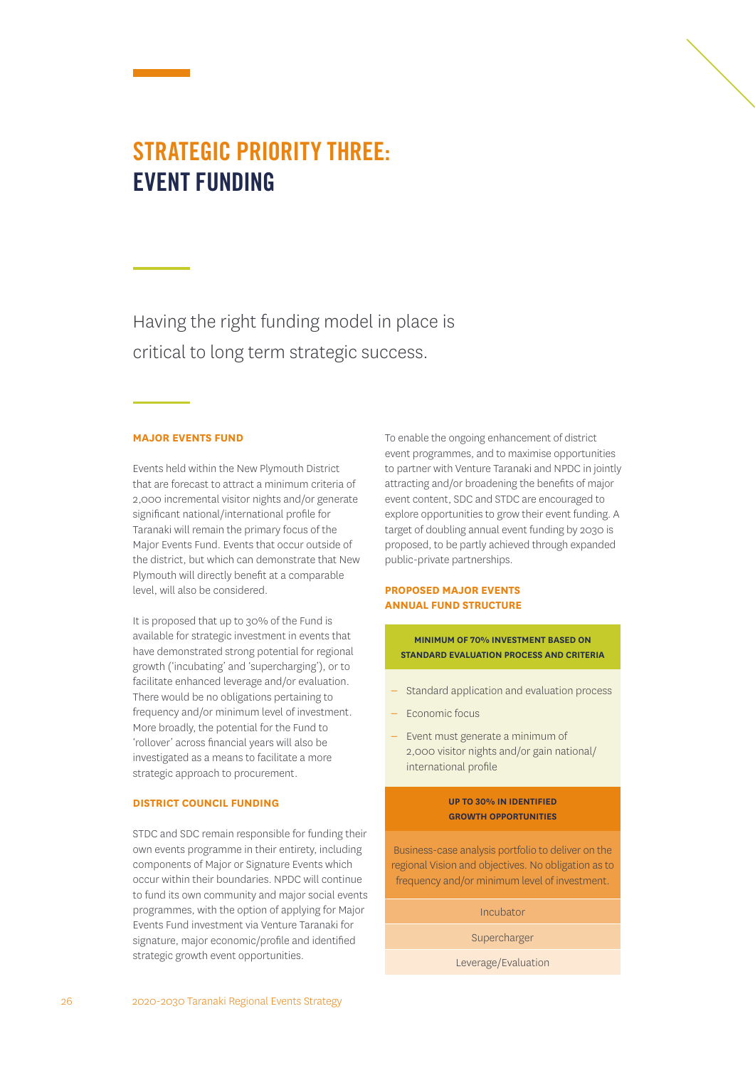# STRATEGIC PRIORITY THREE: EVENT FUNDING

Having the right funding model in place is critical to long term strategic success.

### MAJOR EVENTS FUND

Events held within the New Plymouth District that are forecast to attract a minimum criteria of 2,000 incremental visitor nights and/or generate significant national/international profile for Taranaki will remain the primary focus of the Major Events Fund. Events that occur outside of the district, but which can demonstrate that New Plymouth will directly benefit at a comparable level, will also be considered.

It is proposed that up to 30% of the Fund is available for strategic investment in events that have demonstrated strong potential for regional growth ('incubating' and 'supercharging'), or to facilitate enhanced leverage and/or evaluation. There would be no obligations pertaining to frequency and/or minimum level of investment. More broadly, the potential for the Fund to 'rollover' across financial years will also be investigated as a means to facilitate a more strategic approach to procurement.

### DISTRICT COUNCIL FUNDING

STDC and SDC remain responsible for funding their own events programme in their entirety, including components of Major or Signature Events which occur within their boundaries. NPDC will continue to fund its own community and major social events programmes, with the option of applying for Major Events Fund investment via Venture Taranaki for signature, major economic/profile and identified strategic growth event opportunities.

To enable the ongoing enhancement of district event programmes, and to maximise opportunities to partner with Venture Taranaki and NPDC in jointly attracting and/or broadening the benefits of major event content, SDC and STDC are encouraged to explore opportunities to grow their event funding. A target of doubling annual event funding by 2030 is proposed, to be partly achieved through expanded public-private partnerships.

### PROPOSED MAJOR EVENTS ANNUAL FUND STRUCTURE

**MINIMUM OF 70% INVESTMENT BASED ON STANDARD EVALUATION PROCESS AND CRITERIA**

- Standard application and evaluation process
- Economic focus
- Event must generate a minimum of 2,000 visitor nights and/or gain national/ international profile

**UP TO 30% IN IDENTIFIED GROWTH OPPORTUNITIES**

Business-case analysis portfolio to deliver on the regional Vision and objectives. No obligation as to frequency and/or minimum level of investment.

- Incubator
- Supercharger
- Leverage/Evaluation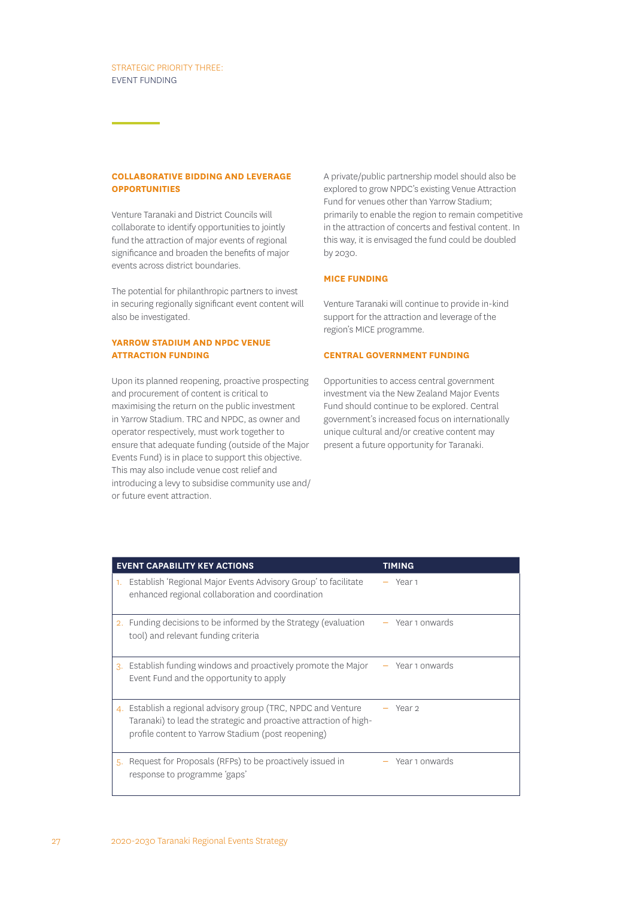STRATEGIC PRIORITY THREE:
EVENT FUNDING

### COLLABORATIVE BIDDING AND LEVERAGE OPPORTUNITIES

Venture Taranaki and District Councils will collaborate to identify opportunities to jointly fund the attraction of major events of regional significance and broaden the benefits of major events across district boundaries.

The potential for philanthropic partners to invest in securing regionally significant event content will also be investigated.

### YARROW STADIUM AND NPDC VENUE ATTRACTION FUNDING

Upon its planned reopening, proactive prospecting and procurement of content is critical to maximising the return on the public investment in Yarrow Stadium. TRC and NPDC, as owner and operator respectively, must work together to ensure that adequate funding (outside of the Major Events Fund) is in place to support this objective. This may also include venue cost relief and introducing a levy to subsidise community use and/or future event attraction.

A private/public partnership model should also be explored to grow NPDC's existing Venue Attraction Fund for venues other than Yarrow Stadium; primarily to enable the region to remain competitive in the attraction of concerts and festival content. In this way, it is envisaged the fund could be doubled by 2030.

### MICE FUNDING

Venture Taranaki will continue to provide in-kind support for the attraction and leverage of the region's MICE programme.

### CENTRAL GOVERNMENT FUNDING

Opportunities to access central government investment via the New Zealand Major Events Fund should continue to be explored. Central government's increased focus on internationally unique cultural and/or creative content may present a future opportunity for Taranaki.

| EVENT CAPABILITY KEY ACTIONS | TIMING |
|---|---|
| 1. Establish 'Regional Major Events Advisory Group' to facilitate enhanced regional collaboration and coordination | – Year 1 |
| 2. Funding decisions to be informed by the Strategy (evaluation tool) and relevant funding criteria | – Year 1 onwards |
| 3. Establish funding windows and proactively promote the Major Event Fund and the opportunity to apply | – Year 1 onwards |
| 4. Establish a regional advisory group (TRC, NPDC and Venture Taranaki) to lead the strategic and proactive attraction of high-profile content to Yarrow Stadium (post reopening) | – Year 2 |
| 5. Request for Proposals (RFPs) to be proactively issued in response to programme 'gaps' | – Year 1 onwards |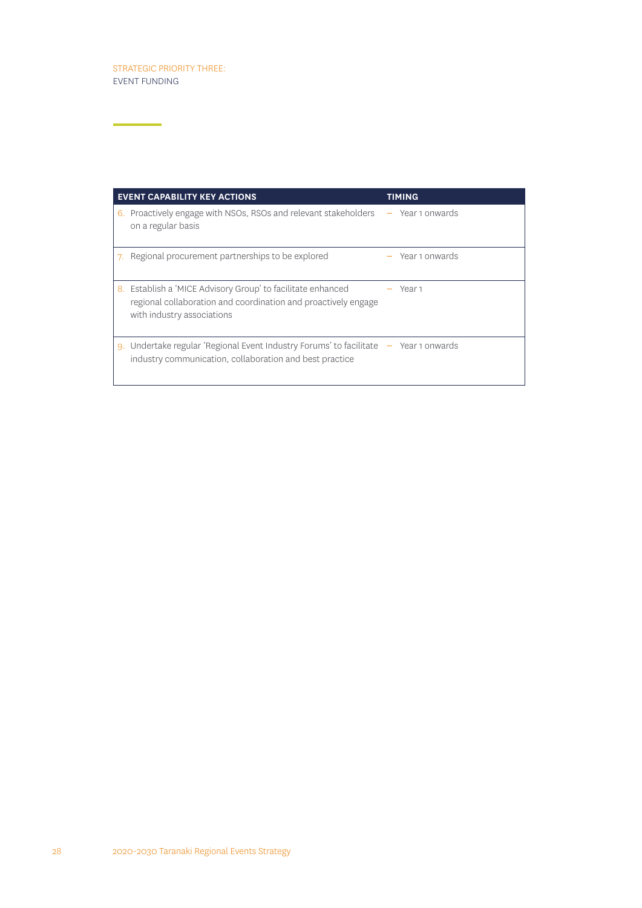STRATEGIC PRIORITY THREE:
EVENT FUNDING

| EVENT CAPABILITY KEY ACTIONS | TIMING |
| --- | --- |
| 6. Proactively engage with NSOs, RSOs and relevant stakeholders on a regular basis | – Year 1 onwards |
| 7. Regional procurement partnerships to be explored | – Year 1 onwards |
| 8. Establish a 'MICE Advisory Group' to facilitate enhanced regional collaboration and coordination and proactively engage with industry associations | – Year 1 |
| 9. Undertake regular 'Regional Event Industry Forums' to facilitate industry communication, collaboration and best practice | – Year 1 onwards |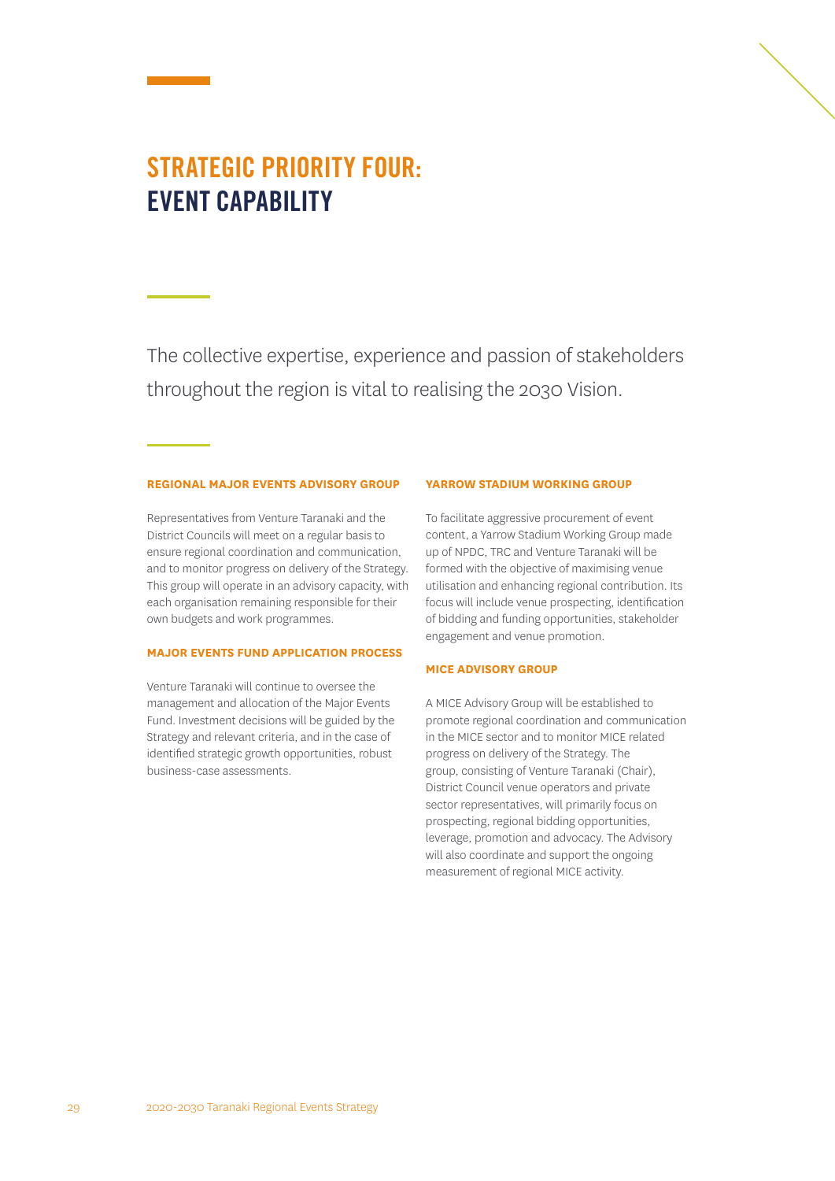# STRATEGIC PRIORITY FOUR: EVENT CAPABILITY

The collective expertise, experience and passion of stakeholders throughout the region is vital to realising the 2030 Vision.

### REGIONAL MAJOR EVENTS ADVISORY GROUP

Representatives from Venture Taranaki and the District Councils will meet on a regular basis to ensure regional coordination and communication, and to monitor progress on delivery of the Strategy. This group will operate in an advisory capacity, with each organisation remaining responsible for their own budgets and work programmes.

### MAJOR EVENTS FUND APPLICATION PROCESS

Venture Taranaki will continue to oversee the management and allocation of the Major Events Fund. Investment decisions will be guided by the Strategy and relevant criteria, and in the case of identified strategic growth opportunities, robust business-case assessments.

### YARROW STADIUM WORKING GROUP

To facilitate aggressive procurement of event content, a Yarrow Stadium Working Group made up of NPDC, TRC and Venture Taranaki will be formed with the objective of maximising venue utilisation and enhancing regional contribution. Its focus will include venue prospecting, identification of bidding and funding opportunities, stakeholder engagement and venue promotion.

### MICE ADVISORY GROUP

A MICE Advisory Group will be established to promote regional coordination and communication in the MICE sector and to monitor MICE related progress on delivery of the Strategy. The group, consisting of Venture Taranaki (Chair), District Council venue operators and private sector representatives, will primarily focus on prospecting, regional bidding opportunities, leverage, promotion and advocacy. The Advisory will also coordinate and support the ongoing measurement of regional MICE activity.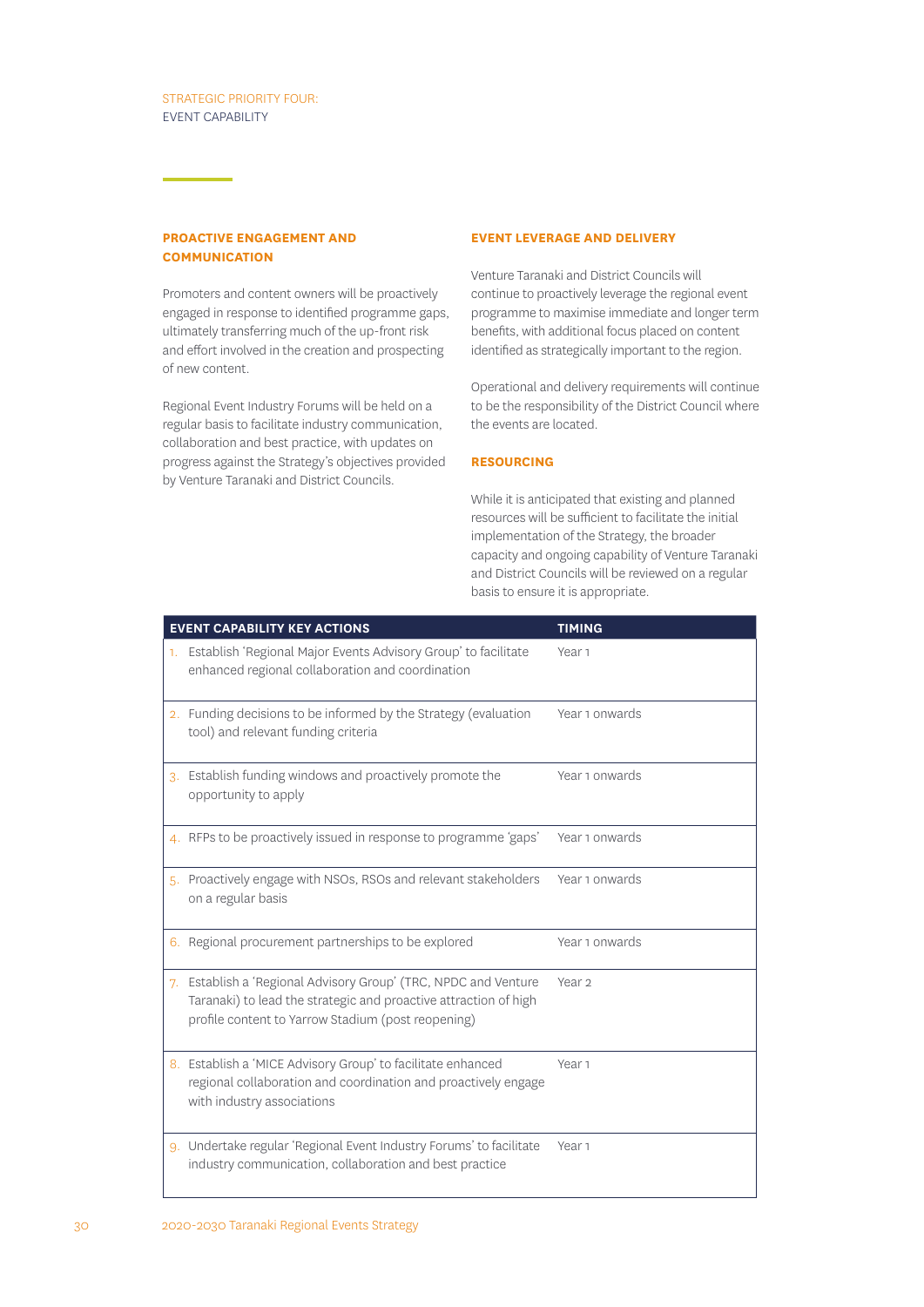STRATEGIC PRIORITY FOUR:
EVENT CAPABILITY

### PROACTIVE ENGAGEMENT AND COMMUNICATION

Promoters and content owners will be proactively engaged in response to identified programme gaps, ultimately transferring much of the up-front risk and effort involved in the creation and prospecting of new content.

Regional Event Industry Forums will be held on a regular basis to facilitate industry communication, collaboration and best practice, with updates on progress against the Strategy's objectives provided by Venture Taranaki and District Councils.

### EVENT LEVERAGE AND DELIVERY

Venture Taranaki and District Councils will continue to proactively leverage the regional event programme to maximise immediate and longer term benefits, with additional focus placed on content identified as strategically important to the region.

Operational and delivery requirements will continue to be the responsibility of the District Council where the events are located.

### RESOURCING

While it is anticipated that existing and planned resources will be sufficient to facilitate the initial implementation of the Strategy, the broader capacity and ongoing capability of Venture Taranaki and District Councils will be reviewed on a regular basis to ensure it is appropriate.

| EVENT CAPABILITY KEY ACTIONS | TIMING |
|---|---|
| 1. Establish 'Regional Major Events Advisory Group' to facilitate enhanced regional collaboration and coordination | Year 1 |
| 2. Funding decisions to be informed by the Strategy (evaluation tool) and relevant funding criteria | Year 1 onwards |
| 3. Establish funding windows and proactively promote the opportunity to apply | Year 1 onwards |
| 4. RFPs to be proactively issued in response to programme 'gaps' | Year 1 onwards |
| 5. Proactively engage with NSOs, RSOs and relevant stakeholders on a regular basis | Year 1 onwards |
| 6. Regional procurement partnerships to be explored | Year 1 onwards |
| 7. Establish a 'Regional Advisory Group' (TRC, NPDC and Venture Taranaki) to lead the strategic and proactive attraction of high profile content to Yarrow Stadium (post reopening) | Year 2 |
| 8. Establish a 'MICE Advisory Group' to facilitate enhanced regional collaboration and coordination and proactively engage with industry associations | Year 1 |
| 9. Undertake regular 'Regional Event Industry Forums' to facilitate industry communication, collaboration and best practice | Year 1 |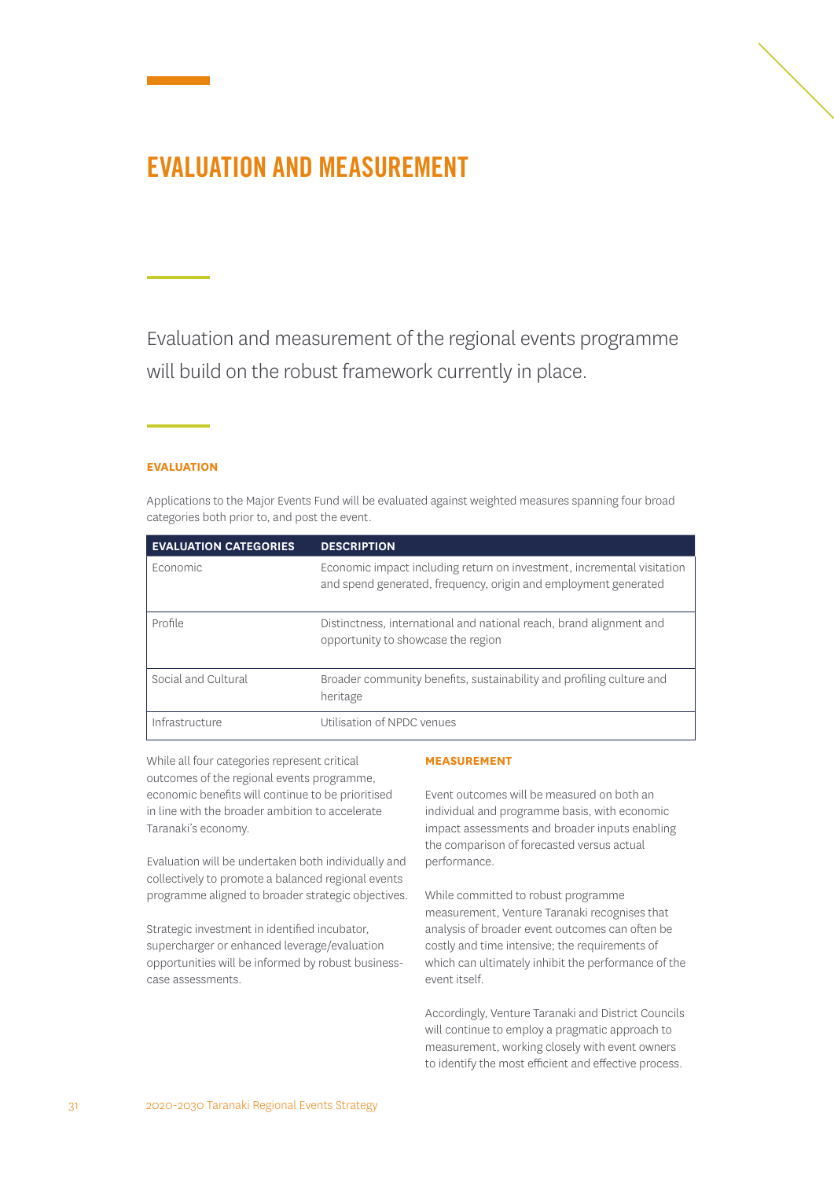# EVALUATION AND MEASUREMENT

Evaluation and measurement of the regional events programme will build on the robust framework currently in place.

### EVALUATION

Applications to the Major Events Fund will be evaluated against weighted measures spanning four broad categories both prior to, and post the event.

| EVALUATION CATEGORIES | DESCRIPTION |
|---|---|
| Economic | Economic impact including return on investment, incremental visitation and spend generated, frequency, origin and employment generated |
| Profile | Distinctness, international and national reach, brand alignment and opportunity to showcase the region |
| Social and Cultural | Broader community benefits, sustainability and profiling culture and heritage |
| Infrastructure | Utilisation of NPDC venues |

While all four categories represent critical outcomes of the regional events programme, economic benefits will continue to be prioritised in line with the broader ambition to accelerate Taranaki's economy.

Evaluation will be undertaken both individually and collectively to promote a balanced regional events programme aligned to broader strategic objectives.

Strategic investment in identified incubator, supercharger or enhanced leverage/evaluation opportunities will be informed by robust business-case assessments.

### MEASUREMENT

Event outcomes will be measured on both an individual and programme basis, with economic impact assessments and broader inputs enabling the comparison of forecasted versus actual performance.

While committed to robust programme measurement, Venture Taranaki recognises that analysis of broader event outcomes can often be costly and time intensive; the requirements of which can ultimately inhibit the performance of the event itself.

Accordingly, Venture Taranaki and District Councils will continue to employ a pragmatic approach to measurement, working closely with event owners to identify the most efficient and effective process.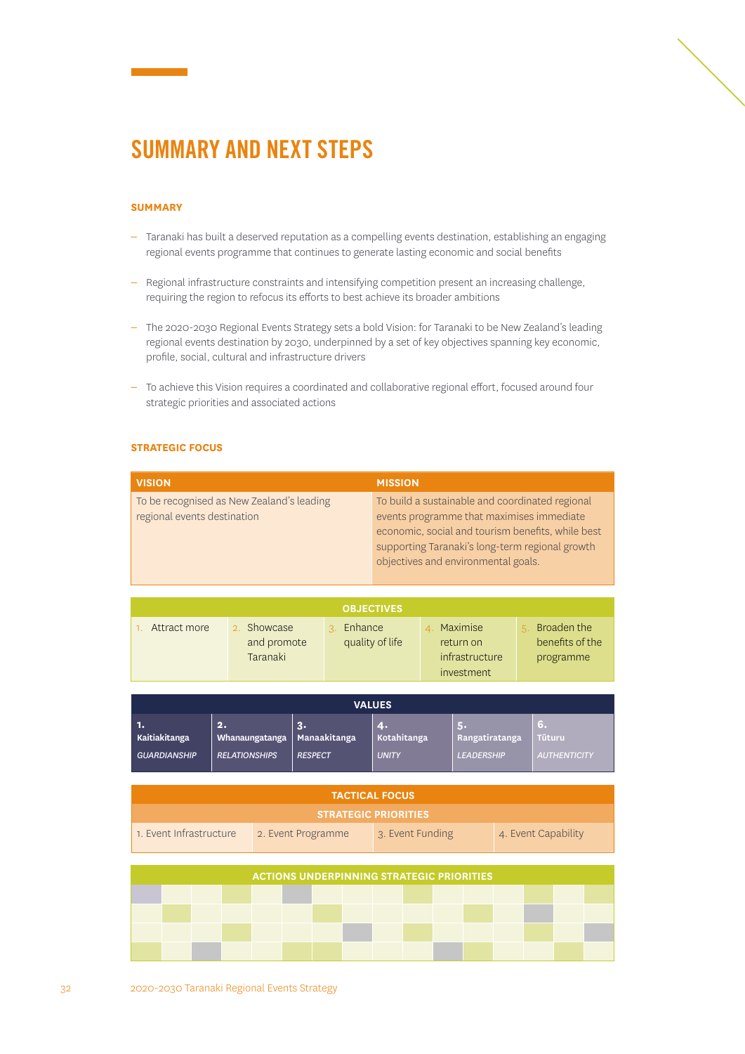# SUMMARY AND NEXT STEPS

### SUMMARY

- Taranaki has built a deserved reputation as a compelling events destination, establishing an engaging regional events programme that continues to generate lasting economic and social benefits
- Regional infrastructure constraints and intensifying competition present an increasing challenge, requiring the region to refocus its efforts to best achieve its broader ambitions
- The 2020-2030 Regional Events Strategy sets a bold Vision: for Taranaki to be New Zealand's leading regional events destination by 2030, underpinned by a set of key objectives spanning key economic, profile, social, cultural and infrastructure drivers
- To achieve this Vision requires a coordinated and collaborative regional effort, focused around four strategic priorities and associated actions

### STRATEGIC FOCUS

| VISION | MISSION |
|---|---|
| To be recognised as New Zealand's leading regional events destination | To build a sustainable and coordinated regional events programme that maximises immediate economic, social and tourism benefits, while best supporting Taranaki's long-term regional growth objectives and environmental goals. |

**OBJECTIVES**

| 1. Attract more | 2. Showcase and promote Taranaki | 3. Enhance quality of life | 4. Maximise return on infrastructure investment | 5. Broaden the benefits of the programme |
|---|---|---|---|---|

**VALUES**

| 1. Kaitiakitanga | 2. Whanaungatanga | 3. Manaakitanga | 4. Kotahitanga | 5. Rangatiratanga | 6. Tūturu |
|---|---|---|---|---|---|
| *GUARDIANSHIP* | *RELATIONSHIPS* | *RESPECT* | *UNITY* | *LEADERSHIP* | *AUTHENTICITY* |

**TACTICAL FOCUS**

**STRATEGIC PRIORITIES**

| 1. Event Infrastructure | 2. Event Programme | 3. Event Funding | 4. Event Capability |
|---|---|---|---|

**ACTIONS UNDERPINNING STRATEGIC PRIORITIES**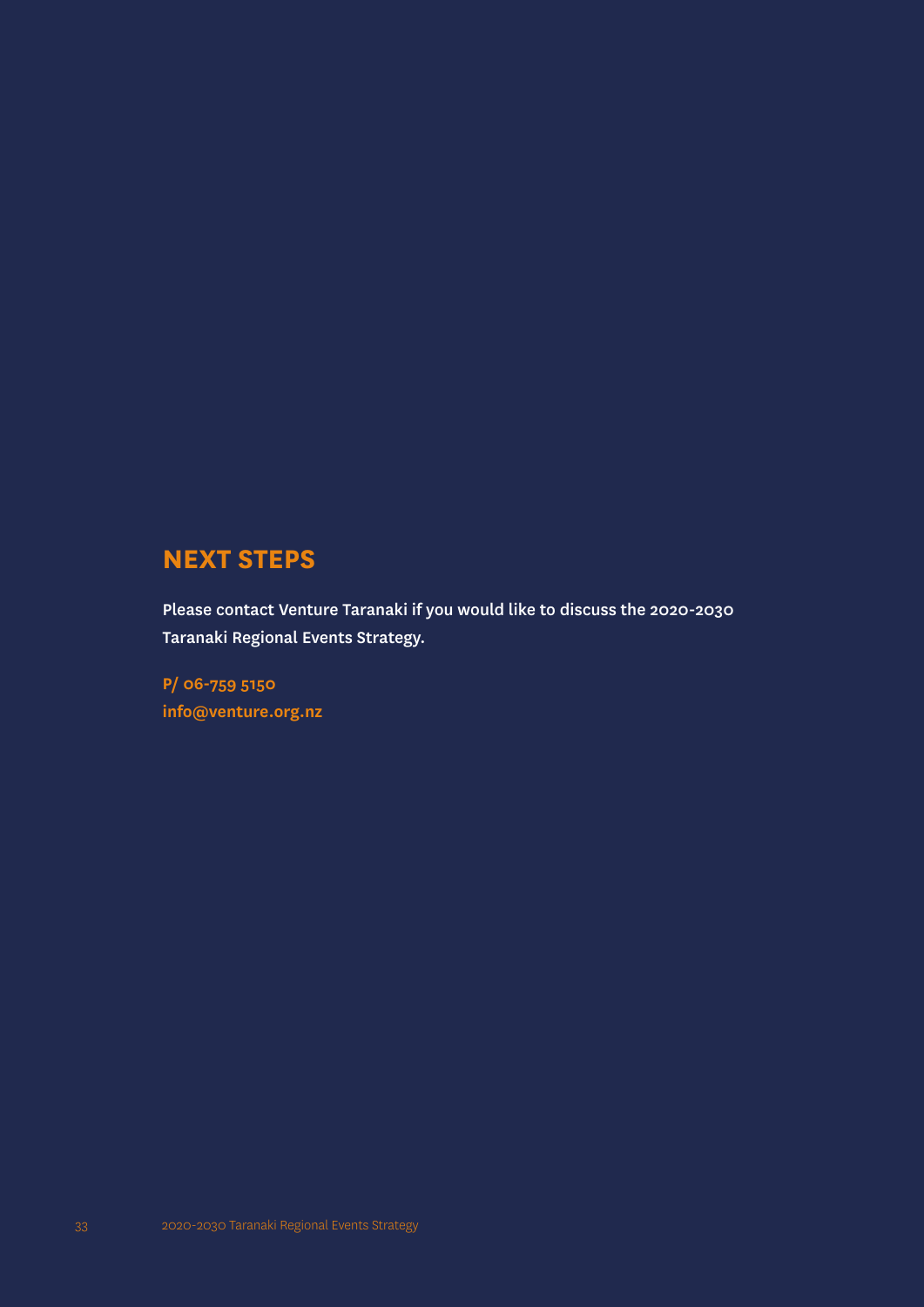## NEXT STEPS

Please contact Venture Taranaki if you would like to discuss the 2020-2030 Taranaki Regional Events Strategy.

**P/ 06-759 5150**
**info@venture.org.nz**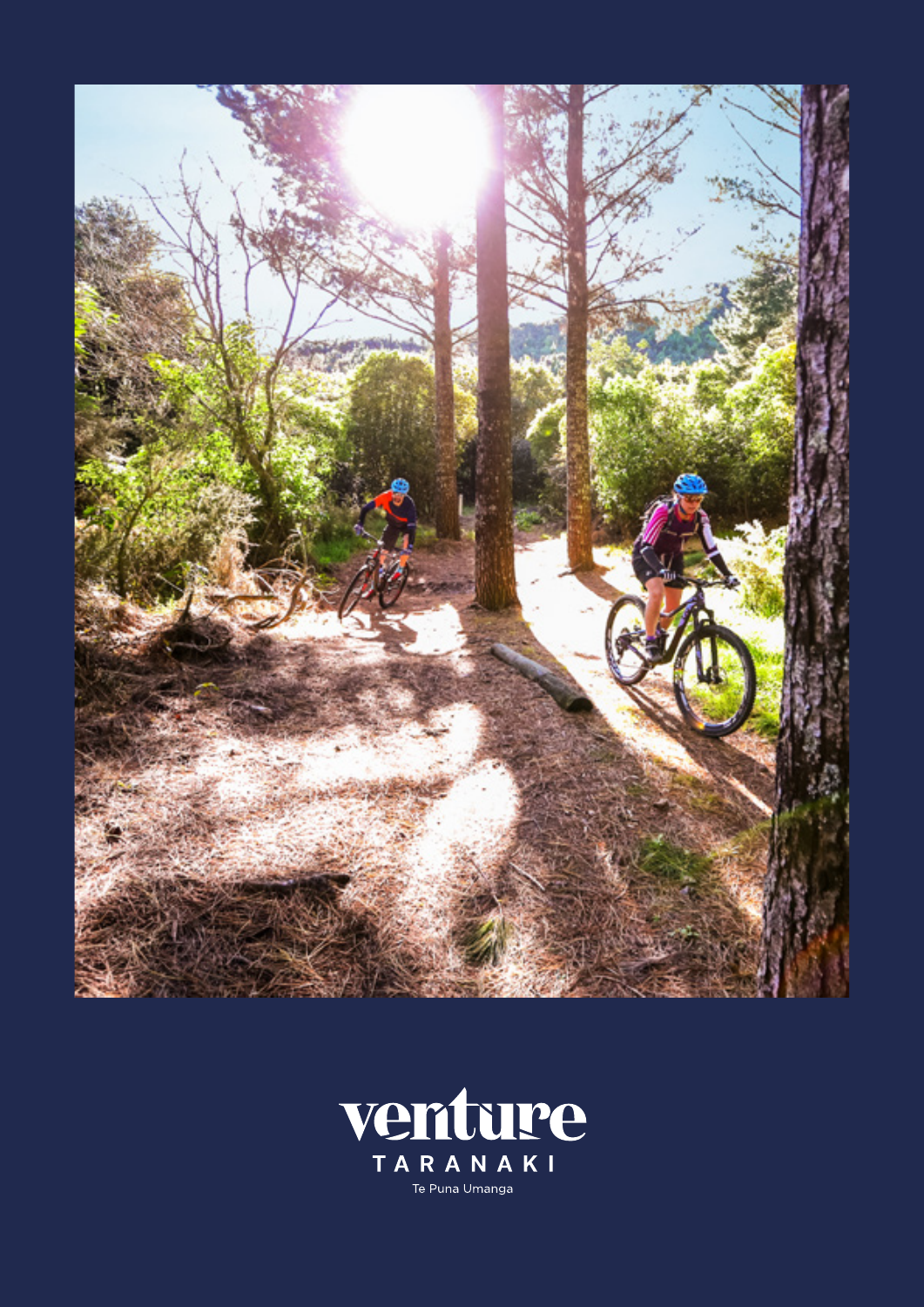venture

TARANAKI

Te Puna Umanga